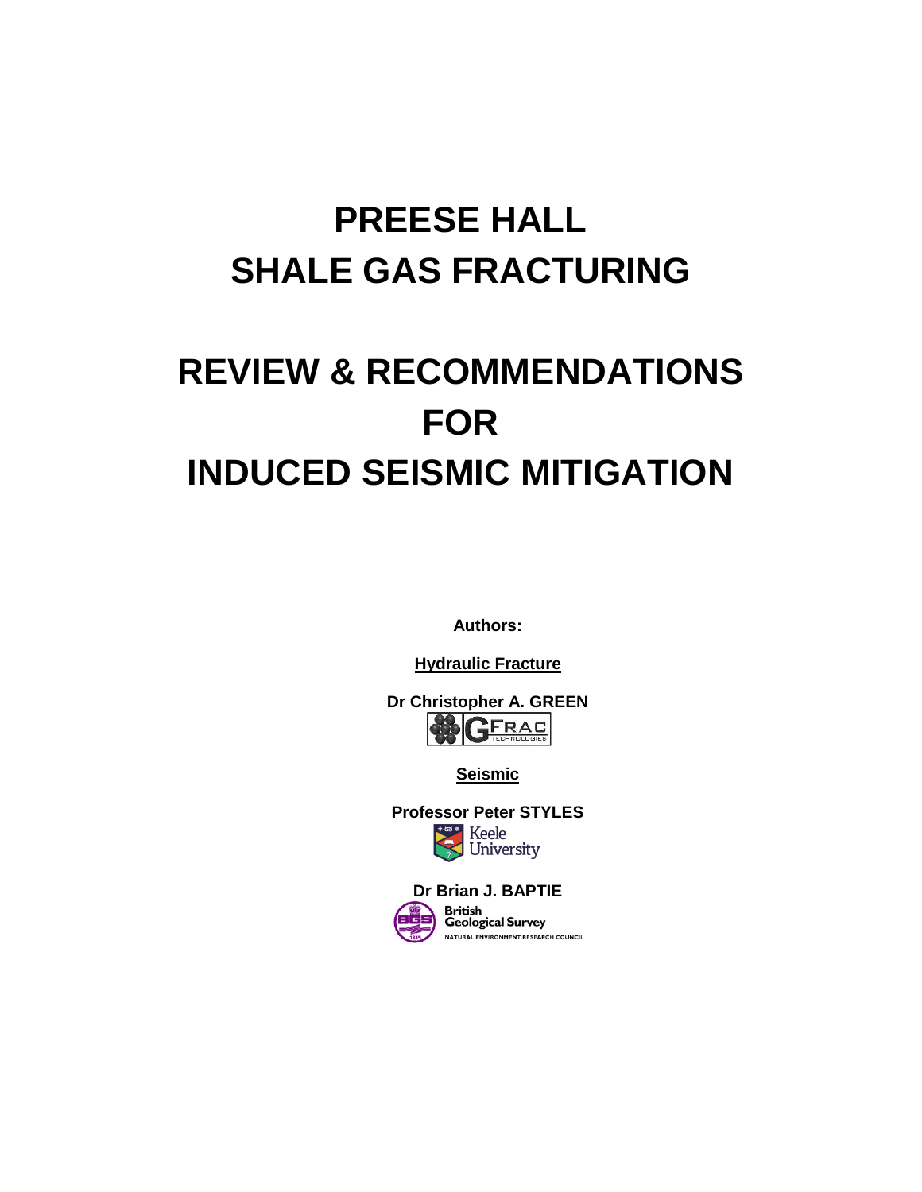# PREESE HALL
# SHALE GAS FRACTURING

# REVIEW & RECOMMENDATIONS FOR INDUCED SEISMIC MITIGATION

**Authors:**

**Hydraulic Fracture**

**Dr Christopher A. GREEN**

GFRAC TECHNOLOGIES

**Seismic**

**Professor Peter STYLES**

Keele University

**Dr Brian J. BAPTIE**

British Geological Survey
NATURAL ENVIRONMENT RESEARCH COUNCIL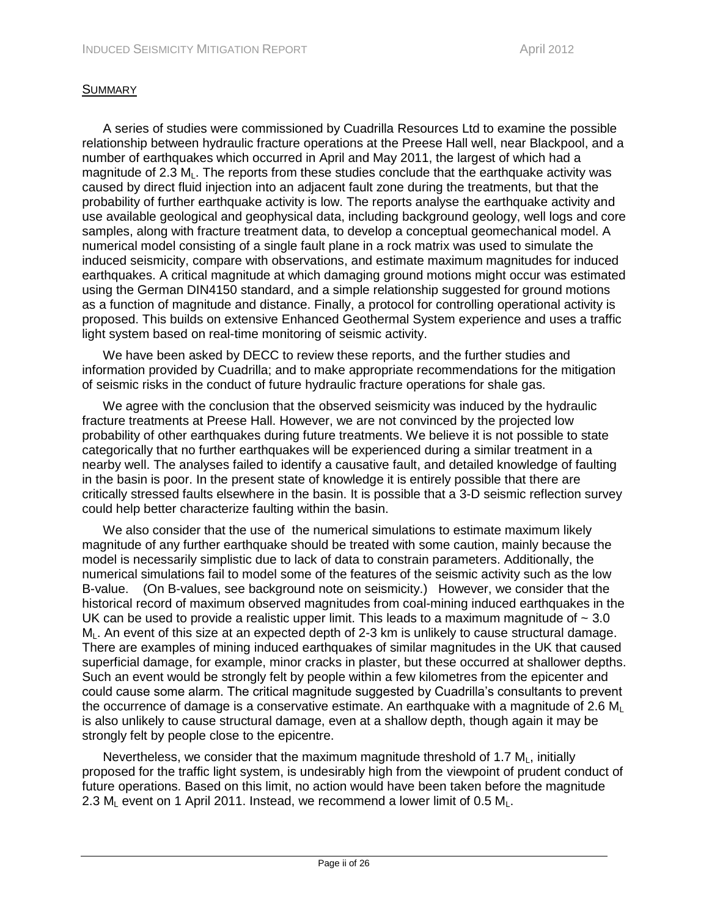## SUMMARY

A series of studies were commissioned by Cuadrilla Resources Ltd to examine the possible relationship between hydraulic fracture operations at the Preese Hall well, near Blackpool, and a number of earthquakes which occurred in April and May 2011, the largest of which had a magnitude of 2.3 $M_L$. The reports from these studies conclude that the earthquake activity was caused by direct fluid injection into an adjacent fault zone during the treatments, but that the probability of further earthquake activity is low. The reports analyse the earthquake activity and use available geological and geophysical data, including background geology, well logs and core samples, along with fracture treatment data, to develop a conceptual geomechanical model. A numerical model consisting of a single fault plane in a rock matrix was used to simulate the induced seismicity, compare with observations, and estimate maximum magnitudes for induced earthquakes. A critical magnitude at which damaging ground motions might occur was estimated using the German DIN4150 standard, and a simple relationship suggested for ground motions as a function of magnitude and distance. Finally, a protocol for controlling operational activity is proposed. This builds on extensive Enhanced Geothermal System experience and uses a traffic light system based on real-time monitoring of seismic activity.

We have been asked by DECC to review these reports, and the further studies and information provided by Cuadrilla; and to make appropriate recommendations for the mitigation of seismic risks in the conduct of future hydraulic fracture operations for shale gas.

We agree with the conclusion that the observed seismicity was induced by the hydraulic fracture treatments at Preese Hall. However, we are not convinced by the projected low probability of other earthquakes during future treatments. We believe it is not possible to state categorically that no further earthquakes will be experienced during a similar treatment in a nearby well. The analyses failed to identify a causative fault, and detailed knowledge of faulting in the basin is poor. In the present state of knowledge it is entirely possible that there are critically stressed faults elsewhere in the basin. It is possible that a 3-D seismic reflection survey could help better characterize faulting within the basin.

We also consider that the use of the numerical simulations to estimate maximum likely magnitude of any further earthquake should be treated with some caution, mainly because the model is necessarily simplistic due to lack of data to constrain parameters. Additionally, the numerical simulations fail to model some of the features of the seismic activity such as the low B-value. (On B-values, see background note on seismicity.) However, we consider that the historical record of maximum observed magnitudes from coal-mining induced earthquakes in the UK can be used to provide a realistic upper limit. This leads to a maximum magnitude of ~ 3.0 $M_L$. An event of this size at an expected depth of 2-3 km is unlikely to cause structural damage. There are examples of mining induced earthquakes of similar magnitudes in the UK that caused superficial damage, for example, minor cracks in plaster, but these occurred at shallower depths. Such an event would be strongly felt by people within a few kilometres from the epicenter and could cause some alarm. The critical magnitude suggested by Cuadrilla's consultants to prevent the occurrence of damage is a conservative estimate. An earthquake with a magnitude of 2.6 $M_L$ is also unlikely to cause structural damage, even at a shallow depth, though again it may be strongly felt by people close to the epicentre.

Nevertheless, we consider that the maximum magnitude threshold of 1.7 $M_L$, initially proposed for the traffic light system, is undesirably high from the viewpoint of prudent conduct of future operations. Based on this limit, no action would have been taken before the magnitude 2.3 $M_L$ event on 1 April 2011. Instead, we recommend a lower limit of 0.5 $M_L$.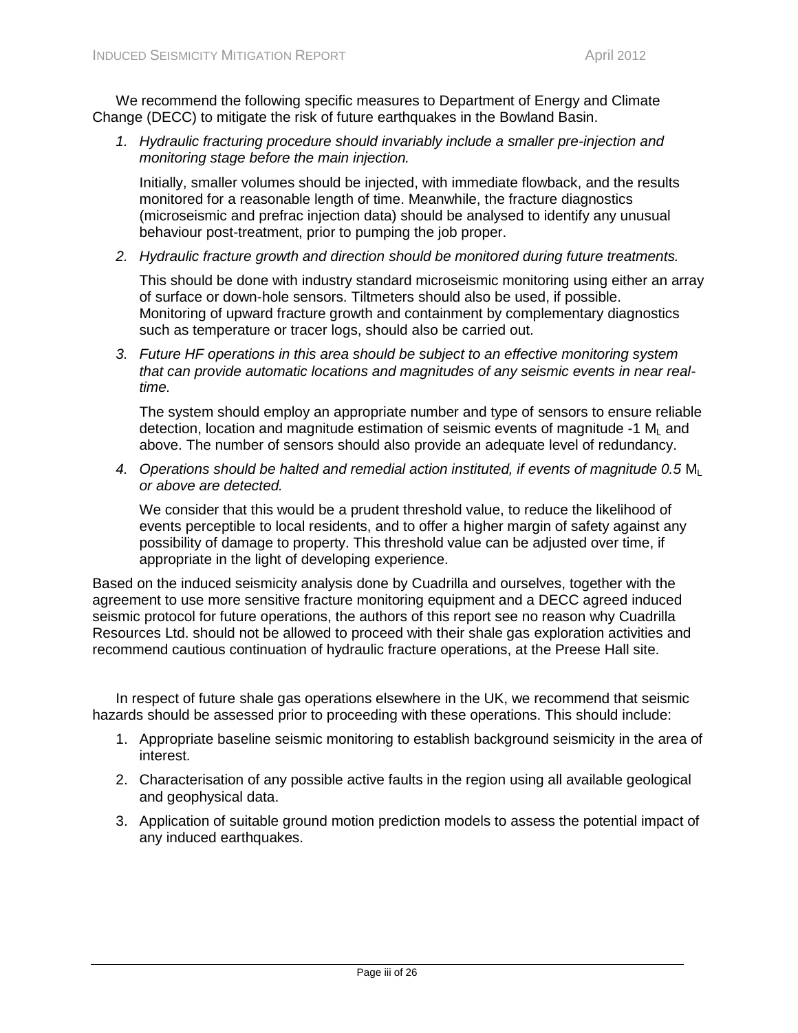We recommend the following specific measures to Department of Energy and Climate Change (DECC) to mitigate the risk of future earthquakes in the Bowland Basin.

1. *Hydraulic fracturing procedure should invariably include a smaller pre-injection and monitoring stage before the main injection.*

   Initially, smaller volumes should be injected, with immediate flowback, and the results monitored for a reasonable length of time. Meanwhile, the fracture diagnostics (microseismic and prefrac injection data) should be analysed to identify any unusual behaviour post-treatment, prior to pumping the job proper.

2. *Hydraulic fracture growth and direction should be monitored during future treatments.*

   This should be done with industry standard microseismic monitoring using either an array of surface or down-hole sensors. Tiltmeters should also be used, if possible. Monitoring of upward fracture growth and containment by complementary diagnostics such as temperature or tracer logs, should also be carried out.

3. *Future HF operations in this area should be subject to an effective monitoring system that can provide automatic locations and magnitudes of any seismic events in near real-time.*

   The system should employ an appropriate number and type of sensors to ensure reliable detection, location and magnitude estimation of seismic events of magnitude -1 $M_L$ and above. The number of sensors should also provide an adequate level of redundancy.

4. *Operations should be halted and remedial action instituted, if events of magnitude 0.5* $M_L$ *or above are detected.*

   We consider that this would be a prudent threshold value, to reduce the likelihood of events perceptible to local residents, and to offer a higher margin of safety against any possibility of damage to property. This threshold value can be adjusted over time, if appropriate in the light of developing experience.

Based on the induced seismicity analysis done by Cuadrilla and ourselves, together with the agreement to use more sensitive fracture monitoring equipment and a DECC agreed induced seismic protocol for future operations, the authors of this report see no reason why Cuadrilla Resources Ltd. should not be allowed to proceed with their shale gas exploration activities and recommend cautious continuation of hydraulic fracture operations, at the Preese Hall site.

In respect of future shale gas operations elsewhere in the UK, we recommend that seismic hazards should be assessed prior to proceeding with these operations. This should include:

1. Appropriate baseline seismic monitoring to establish background seismicity in the area of interest.
2. Characterisation of any possible active faults in the region using all available geological and geophysical data.
3. Application of suitable ground motion prediction models to assess the potential impact of any induced earthquakes.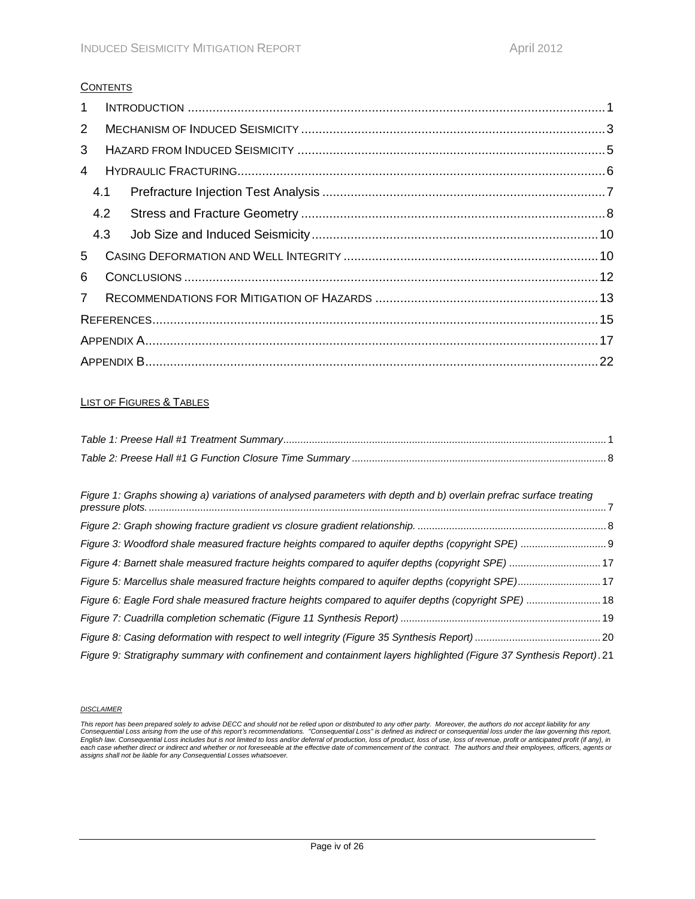## CONTENTS

| | | |
|---|---|---|
| 1 | INTRODUCTION | 1 |
| 2 | MECHANISM OF INDUCED SEISMICITY | 3 |
| 3 | HAZARD FROM INDUCED SEISMICITY | 5 |
| 4 | HYDRAULIC FRACTURING | 6 |
| 4.1 | Prefracture Injection Test Analysis | 7 |
| 4.2 | Stress and Fracture Geometry | 8 |
| 4.3 | Job Size and Induced Seismicity | 10 |
| 5 | CASING DEFORMATION AND WELL INTEGRITY | 10 |
| 6 | CONCLUSIONS | 12 |
| 7 | RECOMMENDATIONS FOR MITIGATION OF HAZARDS | 13 |
| | REFERENCES | 15 |
| | APPENDIX A | 17 |
| | APPENDIX B | 22 |

## LIST OF FIGURES & TABLES

*Table 1: Preese Hall #1 Treatment Summary* ... 1
*Table 2: Preese Hall #1 G Function Closure Time Summary* ... 8

*Figure 1: Graphs showing a) variations of analysed parameters with depth and b) overlain prefrac surface treating pressure plots.* ... 7
*Figure 2: Graph showing fracture gradient vs closure gradient relationship.* ... 8
*Figure 3: Woodford shale measured fracture heights compared to aquifer depths (copyright SPE)* ... 9
*Figure 4: Barnett shale measured fracture heights compared to aquifer depths (copyright SPE)* ... 17
*Figure 5: Marcellus shale measured fracture heights compared to aquifer depths (copyright SPE)* ... 17
*Figure 6: Eagle Ford shale measured fracture heights compared to aquifer depths (copyright SPE)* ... 18
*Figure 7: Cuadrilla completion schematic (Figure 11 Synthesis Report)* ... 19
*Figure 8: Casing deformation with respect to well integrity (Figure 35 Synthesis Report)* ... 20
*Figure 9: Stratigraphy summary with confinement and containment layers highlighted (Figure 37 Synthesis Report)* . 21

*DISCLAIMER*

*This report has been prepared solely to advise DECC and should not be relied upon or distributed to any other party. Moreover, the authors do not accept liability for any Consequential Loss arising from the use of this report's recommendations. "Consequential Loss" is defined as indirect or consequential loss under the law governing this report, English law. Consequential Loss includes but is not limited to loss and/or deferral of production, loss of product, loss of use, loss of revenue, profit or anticipated profit (if any), in each case whether direct or indirect and whether or not foreseeable at the effective date of commencement of the contract. The authors and their employees, officers, agents or assigns shall not be liable for any Consequential Losses whatsoever.*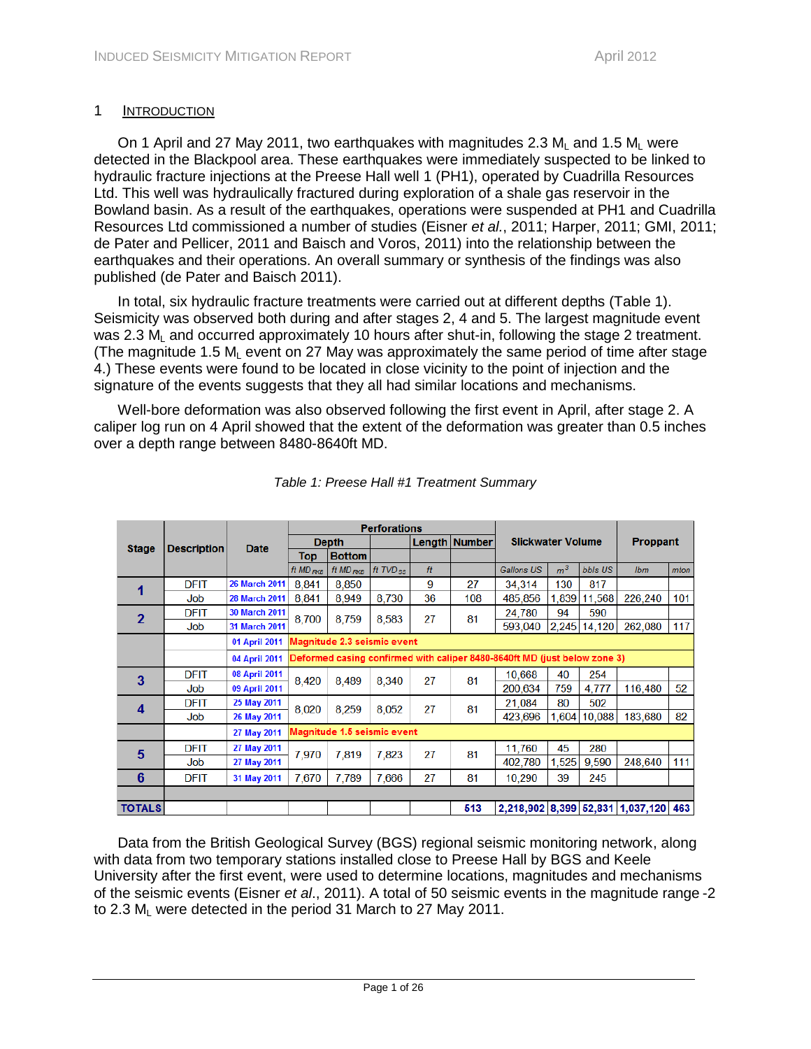# 1 INTRODUCTION

On 1 April and 27 May 2011, two earthquakes with magnitudes 2.3 $M_L$ and 1.5 $M_L$ were detected in the Blackpool area. These earthquakes were immediately suspected to be linked to hydraulic fracture injections at the Preese Hall well 1 (PH1), operated by Cuadrilla Resources Ltd. This well was hydraulically fractured during exploration of a shale gas reservoir in the Bowland basin. As a result of the earthquakes, operations were suspended at PH1 and Cuadrilla Resources Ltd commissioned a number of studies (Eisner *et al.*, 2011; Harper, 2011; GMI, 2011; de Pater and Pellicer, 2011 and Baisch and Voros, 2011) into the relationship between the earthquakes and their operations. An overall summary or synthesis of the findings was also published (de Pater and Baisch 2011).

In total, six hydraulic fracture treatments were carried out at different depths (Table 1). Seismicity was observed both during and after stages 2, 4 and 5. The largest magnitude event was 2.3 $M_L$ and occurred approximately 10 hours after shut-in, following the stage 2 treatment. (The magnitude 1.5 $M_L$ event on 27 May was approximately the same period of time after stage 4.) These events were found to be located in close vicinity to the point of injection and the signature of the events suggests that they all had similar locations and mechanisms.

Well-bore deformation was also observed following the first event in April, after stage 2. A caliper log run on 4 April showed that the extent of the deformation was greater than 0.5 inches over a depth range between 8480-8640ft MD.

*Table 1: Preese Hall #1 Treatment Summary*

| Stage | Description | Date | Perforations | | | | | Slickwater Volume | | | Proppant | |
|---|---|---|---|---|---|---|---|---|---|---|---|---|
| | | | Depth | | | Length | Number | | | | | |
| | | | Top | Bottom | | | | | | | | |
| | | | ft MD RKB | ft MD RKB | ft TVD SS | ft | | Gallons US | $m^3$ | bbls US | lbm | mton |
| 1 | DFIT | 26 March 2011 | 8,841 | 8,850 | | 9 | 27 | 34,314 | 130 | 817 | | |
| | Job | 28 March 2011 | 8,841 | 8,949 | 8,730 | 36 | 108 | 485,856 | 1,839 | 11,568 | 226,240 | 101 |
| 2 | DFIT | 30 March 2011 | 8,700 | 8,759 | 8,583 | 27 | 81 | 24,780 | 94 | 590 | | |
| | Job | 31 March 2011 | | | | | | 593,040 | 2,245 | 14,120 | 262,080 | 117 |
| | | 01 April 2011 | Magnitude 2.3 seismic event | | | | | | | | | |
| | | 04 April 2011 | Deformed casing confirmed with caliper 8480-8640ft MD (just below zone 3) | | | | | | | | | |
| 3 | DFIT | 08 April 2011 | 8,420 | 8,489 | 8,340 | 27 | 81 | 10,668 | 40 | 254 | | |
| | Job | 09 April 2011 | | | | | | 200,634 | 759 | 4,777 | 116,480 | 52 |
| 4 | DFIT | 25 May 2011 | 8,020 | 8,259 | 8,052 | 27 | 81 | 21,084 | 80 | 502 | | |
| | Job | 26 May 2011 | | | | | | 423,696 | 1,604 | 10,088 | 183,680 | 82 |
| | | 27 May 2011 | Magnitude 1.5 seismic event | | | | | | | | | |
| 5 | DFIT | 27 May 2011 | 7,970 | 7,819 | 7,823 | 27 | 81 | 11,760 | 45 | 280 | | |
| | Job | 27 May 2011 | | | | | | 402,780 | 1,525 | 9,590 | 248,640 | 111 |
| 6 | DFIT | 31 May 2011 | 7,670 | 7,789 | 7,666 | 27 | 81 | 10,290 | 39 | 245 | | |
| | | | | | | | | | | | | |
| TOTALS | | | | | | | 513 | 2,218,902 | 8,399 | 52,831 | 1,037,120 | 463 |

Data from the British Geological Survey (BGS) regional seismic monitoring network, along with data from two temporary stations installed close to Preese Hall by BGS and Keele University after the first event, were used to determine locations, magnitudes and mechanisms of the seismic events (Eisner *et al*., 2011). A total of 50 seismic events in the magnitude range -2 to 2.3 $M_L$ were detected in the period 31 March to 27 May 2011.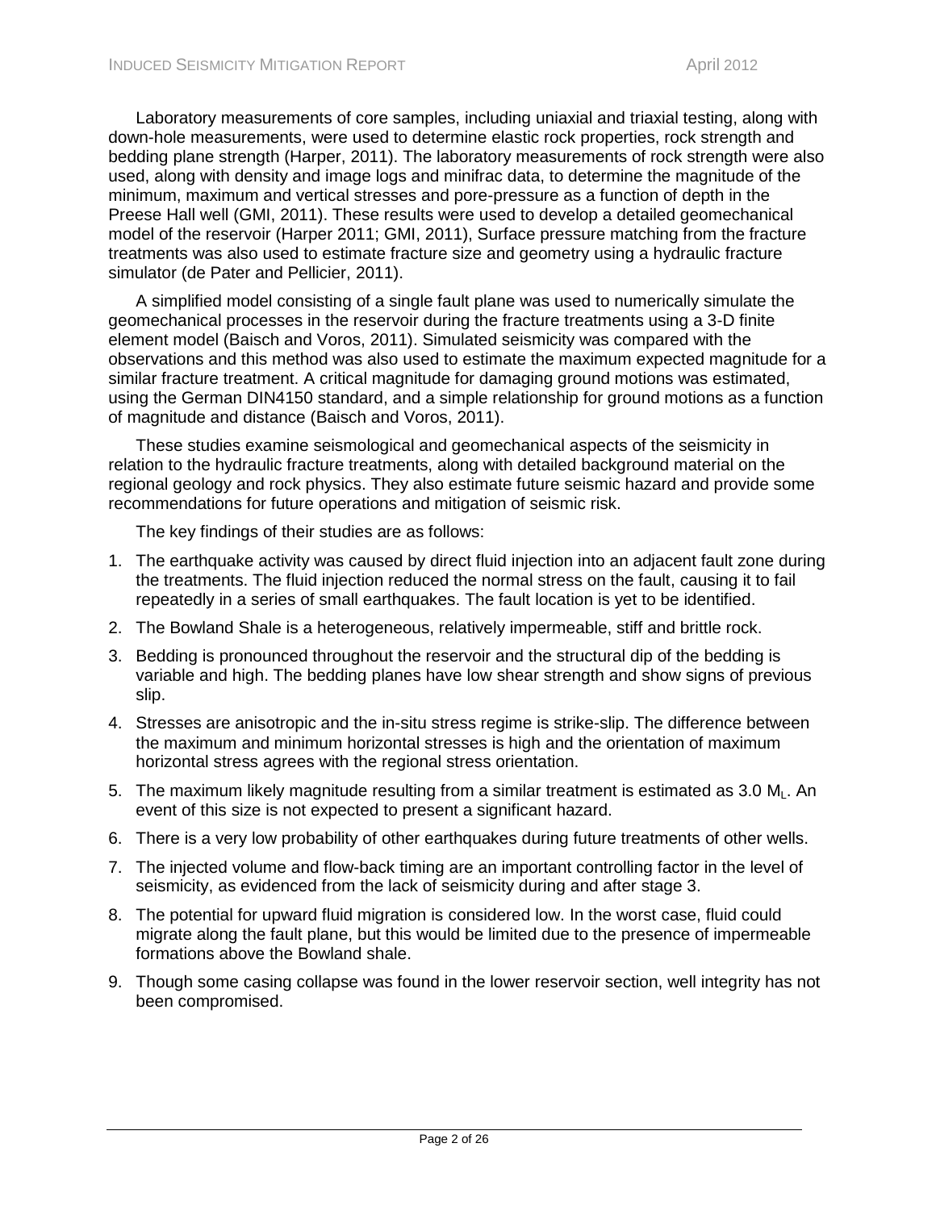Laboratory measurements of core samples, including uniaxial and triaxial testing, along with down-hole measurements, were used to determine elastic rock properties, rock strength and bedding plane strength (Harper, 2011). The laboratory measurements of rock strength were also used, along with density and image logs and minifrac data, to determine the magnitude of the minimum, maximum and vertical stresses and pore-pressure as a function of depth in the Preese Hall well (GMI, 2011). These results were used to develop a detailed geomechanical model of the reservoir (Harper 2011; GMI, 2011), Surface pressure matching from the fracture treatments was also used to estimate fracture size and geometry using a hydraulic fracture simulator (de Pater and Pellicier, 2011).

A simplified model consisting of a single fault plane was used to numerically simulate the geomechanical processes in the reservoir during the fracture treatments using a 3-D finite element model (Baisch and Voros, 2011). Simulated seismicity was compared with the observations and this method was also used to estimate the maximum expected magnitude for a similar fracture treatment. A critical magnitude for damaging ground motions was estimated, using the German DIN4150 standard, and a simple relationship for ground motions as a function of magnitude and distance (Baisch and Voros, 2011).

These studies examine seismological and geomechanical aspects of the seismicity in relation to the hydraulic fracture treatments, along with detailed background material on the regional geology and rock physics. They also estimate future seismic hazard and provide some recommendations for future operations and mitigation of seismic risk.

The key findings of their studies are as follows:

1. The earthquake activity was caused by direct fluid injection into an adjacent fault zone during the treatments. The fluid injection reduced the normal stress on the fault, causing it to fail repeatedly in a series of small earthquakes. The fault location is yet to be identified.
2. The Bowland Shale is a heterogeneous, relatively impermeable, stiff and brittle rock.
3. Bedding is pronounced throughout the reservoir and the structural dip of the bedding is variable and high. The bedding planes have low shear strength and show signs of previous slip.
4. Stresses are anisotropic and the in-situ stress regime is strike-slip. The difference between the maximum and minimum horizontal stresses is high and the orientation of maximum horizontal stress agrees with the regional stress orientation.
5. The maximum likely magnitude resulting from a similar treatment is estimated as 3.0 $M_L$. An event of this size is not expected to present a significant hazard.
6. There is a very low probability of other earthquakes during future treatments of other wells.
7. The injected volume and flow-back timing are an important controlling factor in the level of seismicity, as evidenced from the lack of seismicity during and after stage 3.
8. The potential for upward fluid migration is considered low. In the worst case, fluid could migrate along the fault plane, but this would be limited due to the presence of impermeable formations above the Bowland shale.
9. Though some casing collapse was found in the lower reservoir section, well integrity has not been compromised.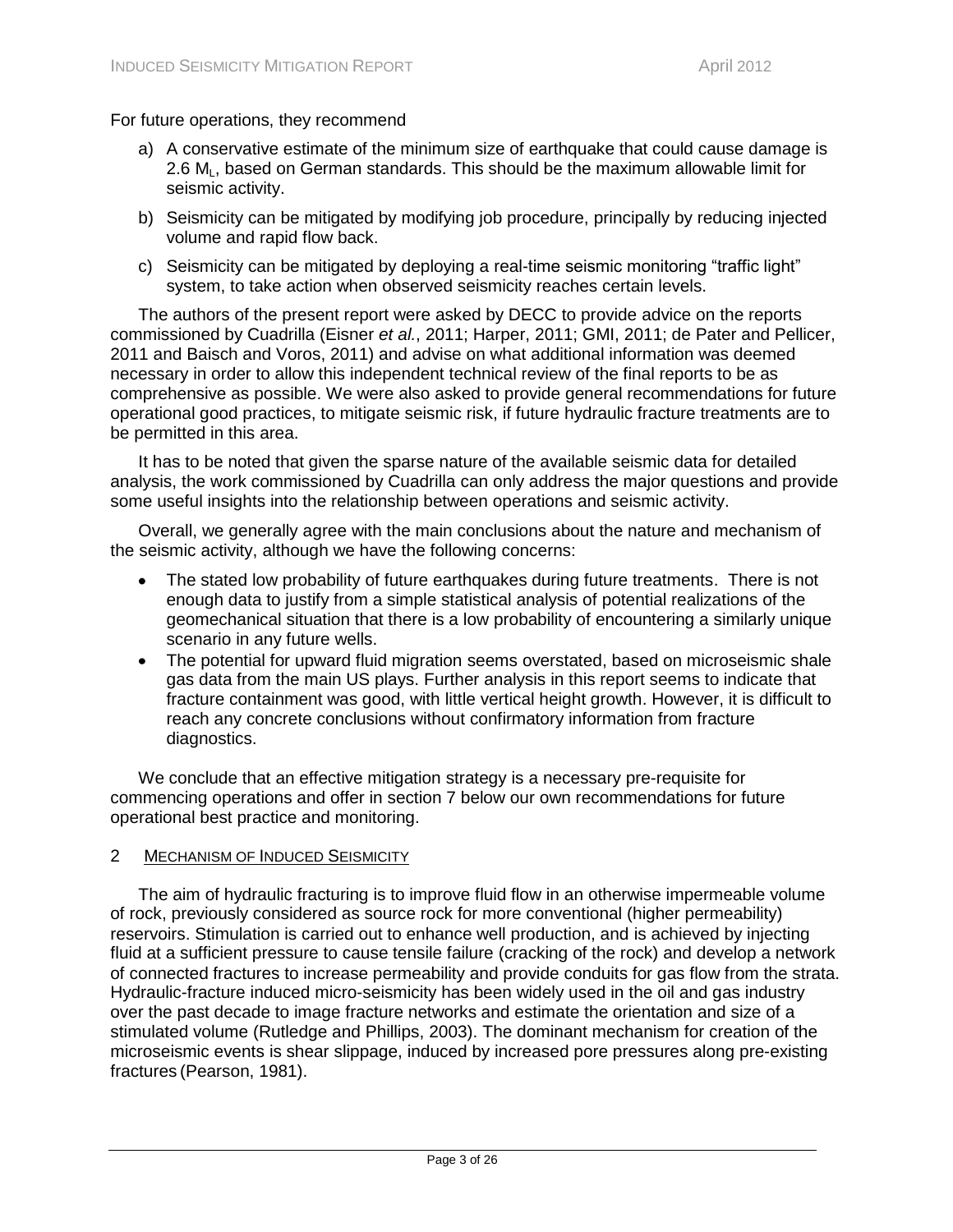For future operations, they recommend

a) A conservative estimate of the minimum size of earthquake that could cause damage is 2.6 $M_L$, based on German standards. This should be the maximum allowable limit for seismic activity.

b) Seismicity can be mitigated by modifying job procedure, principally by reducing injected volume and rapid flow back.

c) Seismicity can be mitigated by deploying a real-time seismic monitoring "traffic light" system, to take action when observed seismicity reaches certain levels.

The authors of the present report were asked by DECC to provide advice on the reports commissioned by Cuadrilla (Eisner *et al.*, 2011; Harper, 2011; GMI, 2011; de Pater and Pellicer, 2011 and Baisch and Voros, 2011) and advise on what additional information was deemed necessary in order to allow this independent technical review of the final reports to be as comprehensive as possible. We were also asked to provide general recommendations for future operational good practices, to mitigate seismic risk, if future hydraulic fracture treatments are to be permitted in this area.

It has to be noted that given the sparse nature of the available seismic data for detailed analysis, the work commissioned by Cuadrilla can only address the major questions and provide some useful insights into the relationship between operations and seismic activity.

Overall, we generally agree with the main conclusions about the nature and mechanism of the seismic activity, although we have the following concerns:

- The stated low probability of future earthquakes during future treatments. There is not enough data to justify from a simple statistical analysis of potential realizations of the geomechanical situation that there is a low probability of encountering a similarly unique scenario in any future wells.
- The potential for upward fluid migration seems overstated, based on microseismic shale gas data from the main US plays. Further analysis in this report seems to indicate that fracture containment was good, with little vertical height growth. However, it is difficult to reach any concrete conclusions without confirmatory information from fracture diagnostics.

We conclude that an effective mitigation strategy is a necessary pre-requisite for commencing operations and offer in section 7 below our own recommendations for future operational best practice and monitoring.

## 2 Mechanism of Induced Seismicity

The aim of hydraulic fracturing is to improve fluid flow in an otherwise impermeable volume of rock, previously considered as source rock for more conventional (higher permeability) reservoirs. Stimulation is carried out to enhance well production, and is achieved by injecting fluid at a sufficient pressure to cause tensile failure (cracking of the rock) and develop a network of connected fractures to increase permeability and provide conduits for gas flow from the strata. Hydraulic-fracture induced micro-seismicity has been widely used in the oil and gas industry over the past decade to image fracture networks and estimate the orientation and size of a stimulated volume (Rutledge and Phillips, 2003). The dominant mechanism for creation of the microseismic events is shear slippage, induced by increased pore pressures along pre-existing fractures (Pearson, 1981).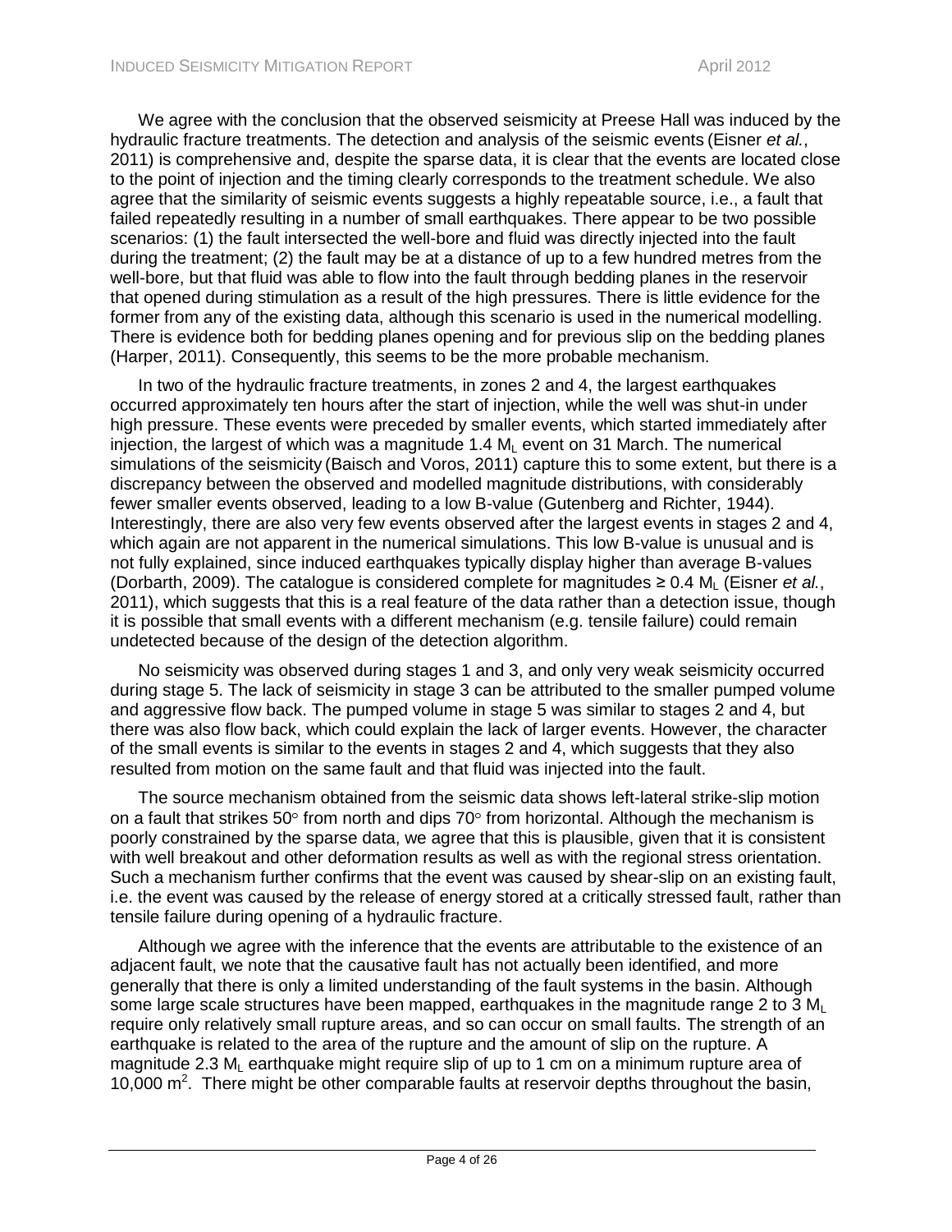We agree with the conclusion that the observed seismicity at Preese Hall was induced by the hydraulic fracture treatments. The detection and analysis of the seismic events (Eisner *et al.*, 2011) is comprehensive and, despite the sparse data, it is clear that the events are located close to the point of injection and the timing clearly corresponds to the treatment schedule. We also agree that the similarity of seismic events suggests a highly repeatable source, i.e., a fault that failed repeatedly resulting in a number of small earthquakes. There appear to be two possible scenarios: (1) the fault intersected the well-bore and fluid was directly injected into the fault during the treatment; (2) the fault may be at a distance of up to a few hundred metres from the well-bore, but that fluid was able to flow into the fault through bedding planes in the reservoir that opened during stimulation as a result of the high pressures. There is little evidence for the former from any of the existing data, although this scenario is used in the numerical modelling. There is evidence both for bedding planes opening and for previous slip on the bedding planes (Harper, 2011). Consequently, this seems to be the more probable mechanism.

In two of the hydraulic fracture treatments, in zones 2 and 4, the largest earthquakes occurred approximately ten hours after the start of injection, while the well was shut-in under high pressure. These events were preceded by smaller events, which started immediately after injection, the largest of which was a magnitude 1.4 $M_L$ event on 31 March. The numerical simulations of the seismicity (Baisch and Voros, 2011) capture this to some extent, but there is a discrepancy between the observed and modelled magnitude distributions, with considerably fewer smaller events observed, leading to a low B-value (Gutenberg and Richter, 1944). Interestingly, there are also very few events observed after the largest events in stages 2 and 4, which again are not apparent in the numerical simulations. This low B-value is unusual and is not fully explained, since induced earthquakes typically display higher than average B-values (Dorbarth, 2009). The catalogue is considered complete for magnitudes ≥ 0.4 $M_L$ (Eisner *et al.*, 2011), which suggests that this is a real feature of the data rather than a detection issue, though it is possible that small events with a different mechanism (e.g. tensile failure) could remain undetected because of the design of the detection algorithm.

No seismicity was observed during stages 1 and 3, and only very weak seismicity occurred during stage 5. The lack of seismicity in stage 3 can be attributed to the smaller pumped volume and aggressive flow back. The pumped volume in stage 5 was similar to stages 2 and 4, but there was also flow back, which could explain the lack of larger events. However, the character of the small events is similar to the events in stages 2 and 4, which suggests that they also resulted from motion on the same fault and that fluid was injected into the fault.

The source mechanism obtained from the seismic data shows left-lateral strike-slip motion on a fault that strikes 50° from north and dips 70° from horizontal. Although the mechanism is poorly constrained by the sparse data, we agree that this is plausible, given that it is consistent with well breakout and other deformation results as well as with the regional stress orientation. Such a mechanism further confirms that the event was caused by shear-slip on an existing fault, i.e. the event was caused by the release of energy stored at a critically stressed fault, rather than tensile failure during opening of a hydraulic fracture.

Although we agree with the inference that the events are attributable to the existence of an adjacent fault, we note that the causative fault has not actually been identified, and more generally that there is only a limited understanding of the fault systems in the basin. Although some large scale structures have been mapped, earthquakes in the magnitude range 2 to 3 $M_L$ require only relatively small rupture areas, and so can occur on small faults. The strength of an earthquake is related to the area of the rupture and the amount of slip on the rupture. A magnitude 2.3 $M_L$ earthquake might require slip of up to 1 cm on a minimum rupture area of 10,000 $m^2$. There might be other comparable faults at reservoir depths throughout the basin,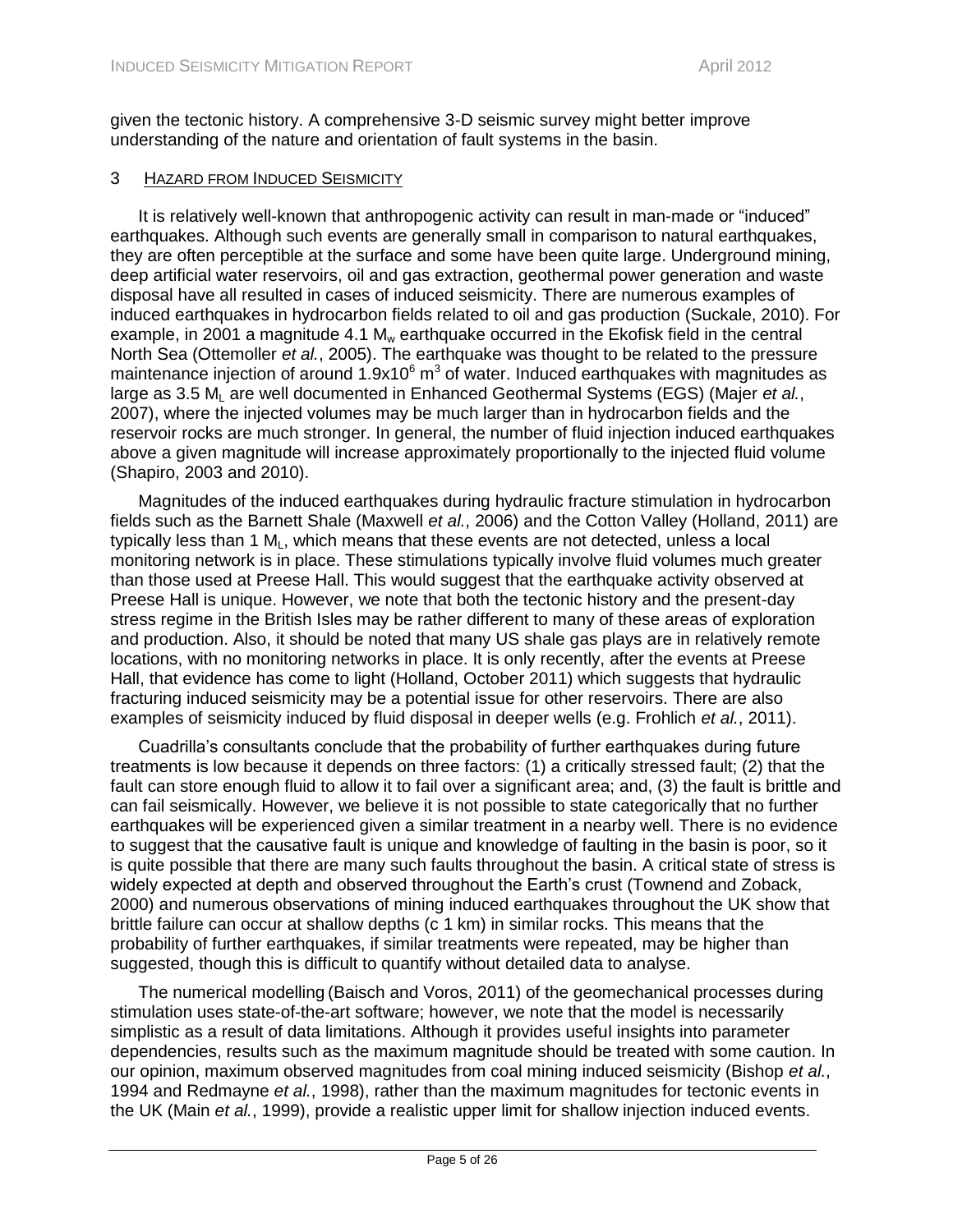given the tectonic history. A comprehensive 3-D seismic survey might better improve understanding of the nature and orientation of fault systems in the basin.

## 3 Hazard from Induced Seismicity

It is relatively well-known that anthropogenic activity can result in man-made or "induced" earthquakes. Although such events are generally small in comparison to natural earthquakes, they are often perceptible at the surface and some have been quite large. Underground mining, deep artificial water reservoirs, oil and gas extraction, geothermal power generation and waste disposal have all resulted in cases of induced seismicity. There are numerous examples of induced earthquakes in hydrocarbon fields related to oil and gas production (Suckale, 2010). For example, in 2001 a magnitude 4.1 $M_w$ earthquake occurred in the Ekofisk field in the central North Sea (Ottemoller *et al.*, 2005). The earthquake was thought to be related to the pressure maintenance injection of around $1.9 \times 10^6$ $m^3$ of water. Induced earthquakes with magnitudes as large as 3.5 $M_L$ are well documented in Enhanced Geothermal Systems (EGS) (Majer *et al.*, 2007), where the injected volumes may be much larger than in hydrocarbon fields and the reservoir rocks are much stronger. In general, the number of fluid injection induced earthquakes above a given magnitude will increase approximately proportionally to the injected fluid volume (Shapiro, 2003 and 2010).

Magnitudes of the induced earthquakes during hydraulic fracture stimulation in hydrocarbon fields such as the Barnett Shale (Maxwell *et al.*, 2006) and the Cotton Valley (Holland, 2011) are typically less than 1 $M_L$, which means that these events are not detected, unless a local monitoring network is in place. These stimulations typically involve fluid volumes much greater than those used at Preese Hall. This would suggest that the earthquake activity observed at Preese Hall is unique. However, we note that both the tectonic history and the present-day stress regime in the British Isles may be rather different to many of these areas of exploration and production. Also, it should be noted that many US shale gas plays are in relatively remote locations, with no monitoring networks in place. It is only recently, after the events at Preese Hall, that evidence has come to light (Holland, October 2011) which suggests that hydraulic fracturing induced seismicity may be a potential issue for other reservoirs. There are also examples of seismicity induced by fluid disposal in deeper wells (e.g. Frohlich *et al.*, 2011).

Cuadrilla's consultants conclude that the probability of further earthquakes during future treatments is low because it depends on three factors: (1) a critically stressed fault; (2) that the fault can store enough fluid to allow it to fail over a significant area; and, (3) the fault is brittle and can fail seismically. However, we believe it is not possible to state categorically that no further earthquakes will be experienced given a similar treatment in a nearby well. There is no evidence to suggest that the causative fault is unique and knowledge of faulting in the basin is poor, so it is quite possible that there are many such faults throughout the basin. A critical state of stress is widely expected at depth and observed throughout the Earth's crust (Townend and Zoback, 2000) and numerous observations of mining induced earthquakes throughout the UK show that brittle failure can occur at shallow depths (c 1 km) in similar rocks. This means that the probability of further earthquakes, if similar treatments were repeated, may be higher than suggested, though this is difficult to quantify without detailed data to analyse.

The numerical modelling (Baisch and Voros, 2011) of the geomechanical processes during stimulation uses state-of-the-art software; however, we note that the model is necessarily simplistic as a result of data limitations. Although it provides useful insights into parameter dependencies, results such as the maximum magnitude should be treated with some caution. In our opinion, maximum observed magnitudes from coal mining induced seismicity (Bishop *et al.*, 1994 and Redmayne *et al.*, 1998), rather than the maximum magnitudes for tectonic events in the UK (Main *et al.*, 1999), provide a realistic upper limit for shallow injection induced events.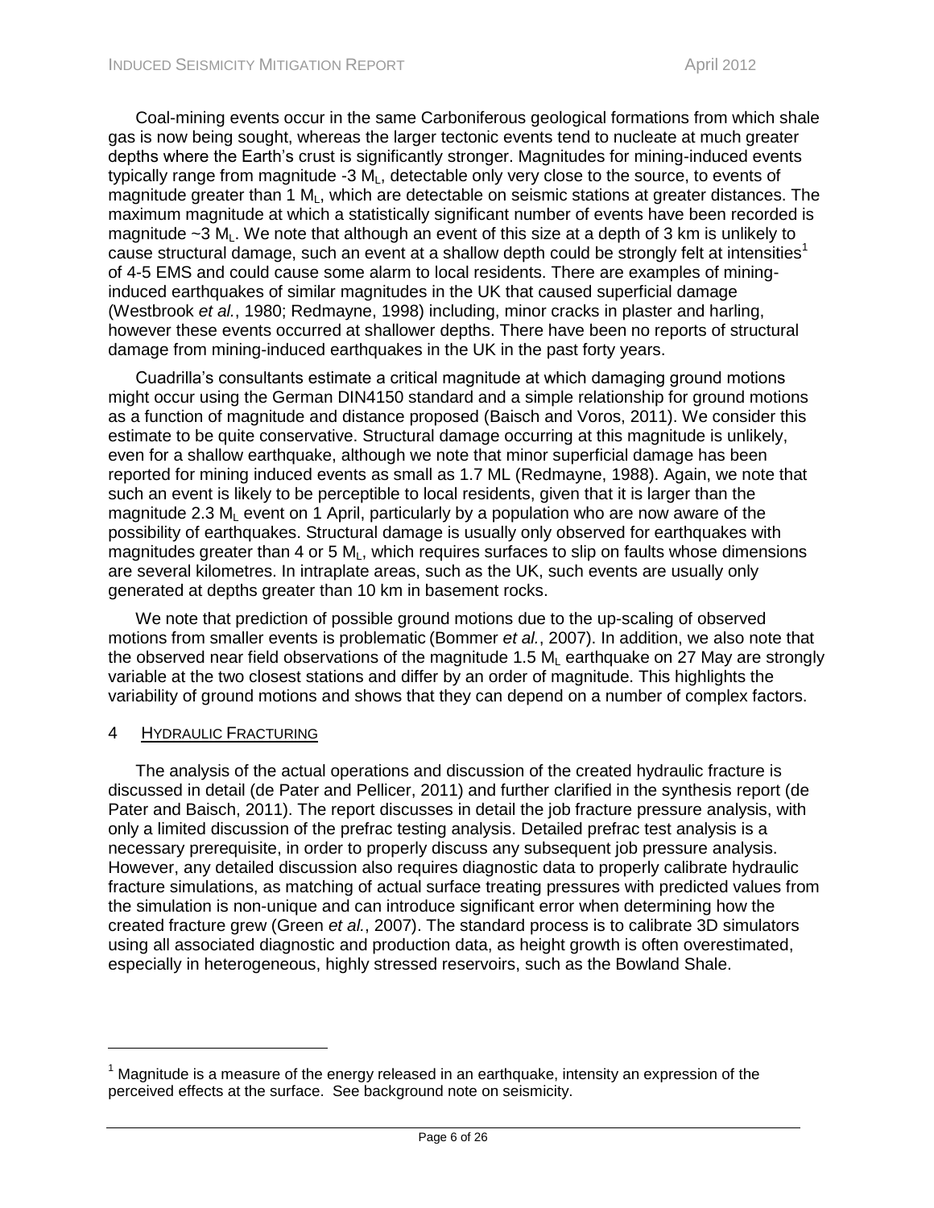Coal-mining events occur in the same Carboniferous geological formations from which shale gas is now being sought, whereas the larger tectonic events tend to nucleate at much greater depths where the Earth's crust is significantly stronger. Magnitudes for mining-induced events typically range from magnitude -3 $M_L$, detectable only very close to the source, to events of magnitude greater than 1 $M_L$, which are detectable on seismic stations at greater distances. The maximum magnitude at which a statistically significant number of events have been recorded is magnitude ~3 $M_L$. We note that although an event of this size at a depth of 3 km is unlikely to cause structural damage, such an event at a shallow depth could be strongly felt at intensities[1] of 4-5 EMS and could cause some alarm to local residents. There are examples of mining-induced earthquakes of similar magnitudes in the UK that caused superficial damage (Westbrook *et al.*, 1980; Redmayne, 1998) including, minor cracks in plaster and harling, however these events occurred at shallower depths. There have been no reports of structural damage from mining-induced earthquakes in the UK in the past forty years.

Cuadrilla's consultants estimate a critical magnitude at which damaging ground motions might occur using the German DIN4150 standard and a simple relationship for ground motions as a function of magnitude and distance proposed (Baisch and Voros, 2011). We consider this estimate to be quite conservative. Structural damage occurring at this magnitude is unlikely, even for a shallow earthquake, although we note that minor superficial damage has been reported for mining induced events as small as 1.7 ML (Redmayne, 1988). Again, we note that such an event is likely to be perceptible to local residents, given that it is larger than the magnitude 2.3 $M_L$ event on 1 April, particularly by a population who are now aware of the possibility of earthquakes. Structural damage is usually only observed for earthquakes with magnitudes greater than 4 or 5 $M_L$, which requires surfaces to slip on faults whose dimensions are several kilometres. In intraplate areas, such as the UK, such events are usually only generated at depths greater than 10 km in basement rocks.

We note that prediction of possible ground motions due to the up-scaling of observed motions from smaller events is problematic (Bommer *et al.*, 2007). In addition, we also note that the observed near field observations of the magnitude 1.5 $M_L$ earthquake on 27 May are strongly variable at the two closest stations and differ by an order of magnitude. This highlights the variability of ground motions and shows that they can depend on a number of complex factors.

## 4 HYDRAULIC FRACTURING

The analysis of the actual operations and discussion of the created hydraulic fracture is discussed in detail (de Pater and Pellicer, 2011) and further clarified in the synthesis report (de Pater and Baisch, 2011). The report discusses in detail the job fracture pressure analysis, with only a limited discussion of the prefrac testing analysis. Detailed prefrac test analysis is a necessary prerequisite, in order to properly discuss any subsequent job pressure analysis. However, any detailed discussion also requires diagnostic data to properly calibrate hydraulic fracture simulations, as matching of actual surface treating pressures with predicted values from the simulation is non-unique and can introduce significant error when determining how the created fracture grew (Green *et al.*, 2007). The standard process is to calibrate 3D simulators using all associated diagnostic and production data, as height growth is often overestimated, especially in heterogeneous, highly stressed reservoirs, such as the Bowland Shale.

---

[1] Magnitude is a measure of the energy released in an earthquake, intensity an expression of the perceived effects at the surface. See background note on seismicity.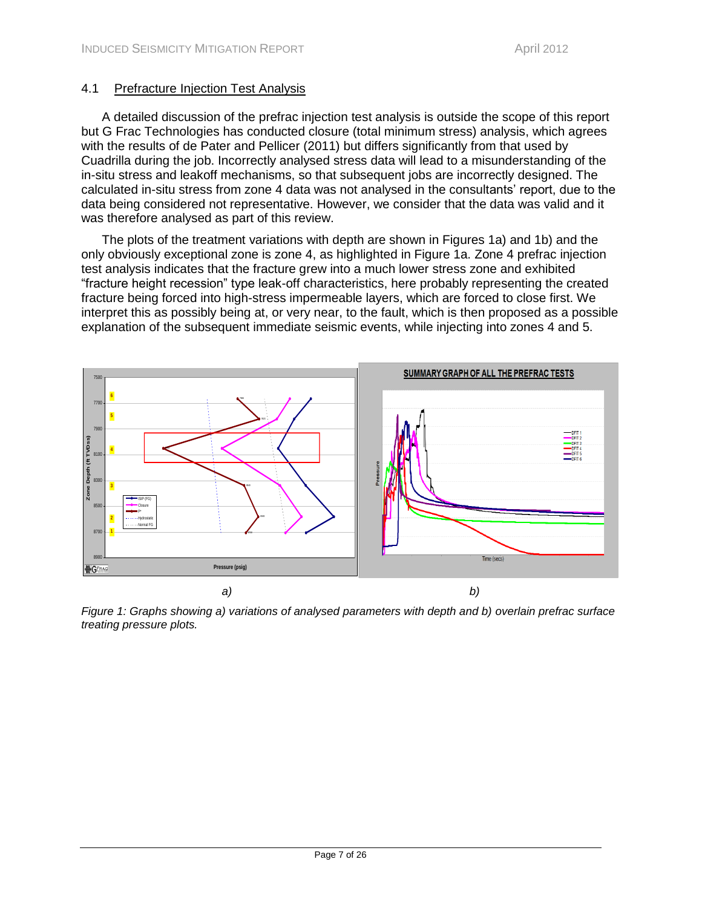## 4.1 Prefracture Injection Test Analysis

A detailed discussion of the prefrac injection test analysis is outside the scope of this report but G Frac Technologies has conducted closure (total minimum stress) analysis, which agrees with the results of de Pater and Pellicer (2011) but differs significantly from that used by Cuadrilla during the job. Incorrectly analysed stress data will lead to a misunderstanding of the in-situ stress and leakoff mechanisms, so that subsequent jobs are incorrectly designed. The calculated in-situ stress from zone 4 data was not analysed in the consultants' report, due to the data being considered not representative. However, we consider that the data was valid and it was therefore analysed as part of this review.

The plots of the treatment variations with depth are shown in Figures 1a) and 1b) and the only obviously exceptional zone is zone 4, as highlighted in Figure 1a. Zone 4 prefrac injection test analysis indicates that the fracture grew into a much lower stress zone and exhibited "fracture height recession" type leak-off characteristics, here probably representing the created fracture being forced into high-stress impermeable layers, which are forced to close first. We interpret this as possibly being at, or very near, to the fault, which is then proposed as a possible explanation of the subsequent immediate seismic events, while injecting into zones 4 and 5.

*a)* *b)*

*Figure 1: Graphs showing a) variations of analysed parameters with depth and b) overlain prefrac surface treating pressure plots.*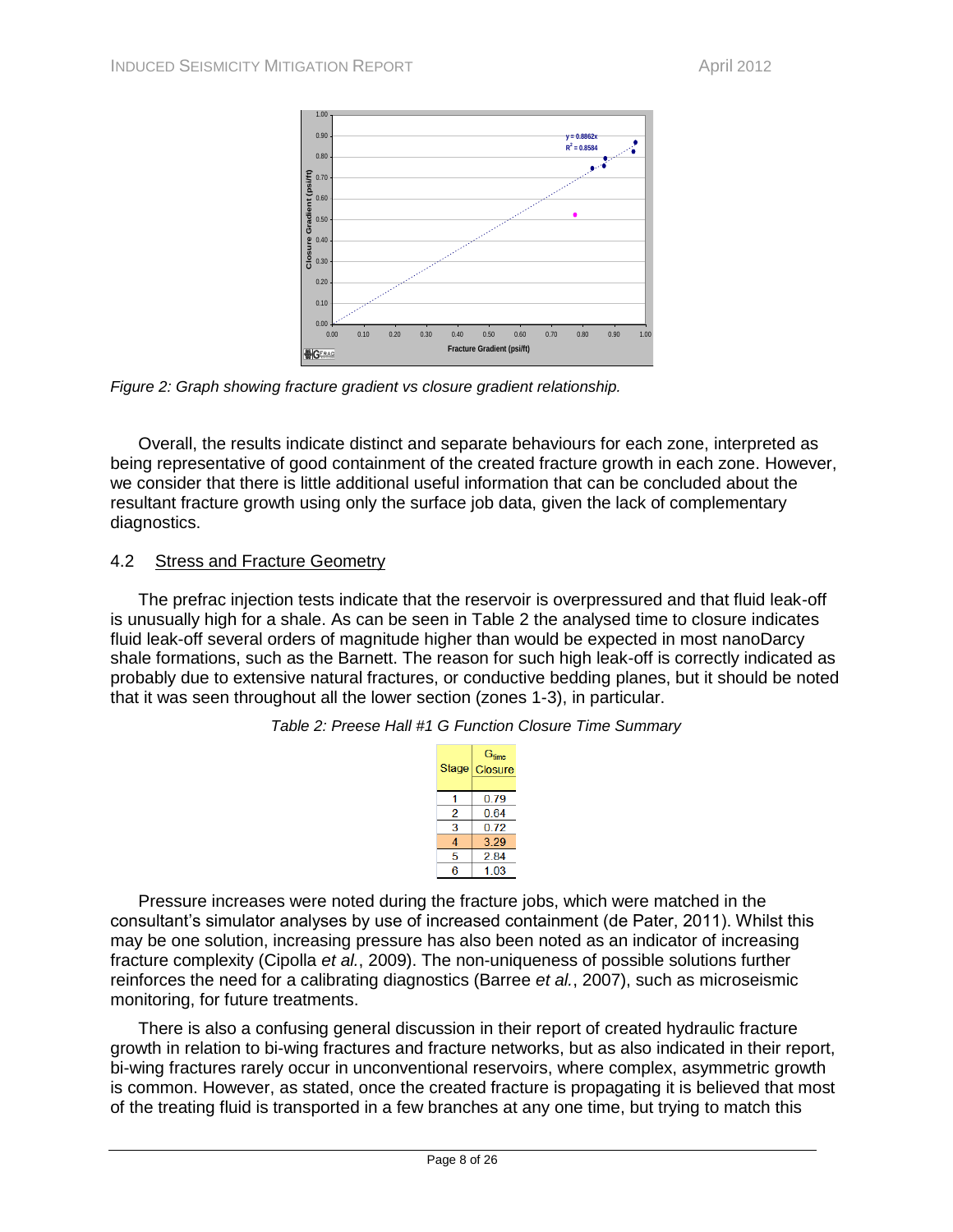*Figure 2: Graph showing fracture gradient vs closure gradient relationship.*

Overall, the results indicate distinct and separate behaviours for each zone, interpreted as being representative of good containment of the created fracture growth in each zone. However, we consider that there is little additional useful information that can be concluded about the resultant fracture growth using only the surface job data, given the lack of complementary diagnostics.

## 4.2 Stress and Fracture Geometry

The prefrac injection tests indicate that the reservoir is overpressured and that fluid leak-off is unusually high for a shale. As can be seen in Table 2 the analysed time to closure indicates fluid leak-off several orders of magnitude higher than would be expected in most nanoDarcy shale formations, such as the Barnett. The reason for such high leak-off is correctly indicated as probably due to extensive natural fractures, or conductive bedding planes, but it should be noted that it was seen throughout all the lower section (zones 1-3), in particular.

*Table 2: Preese Hall #1 G Function Closure Time Summary*

| Stage | $G_{time}$ Closure |
|---|---|
| 1 | 0.79 |
| 2 | 0.64 |
| 3 | 0.72 |
| 4 | 3.29 |
| 5 | 2.84 |
| 6 | 1.03 |

Pressure increases were noted during the fracture jobs, which were matched in the consultant's simulator analyses by use of increased containment (de Pater, 2011). Whilst this may be one solution, increasing pressure has also been noted as an indicator of increasing fracture complexity (Cipolla *et al.*, 2009). The non-uniqueness of possible solutions further reinforces the need for a calibrating diagnostics (Barree *et al.*, 2007), such as microseismic monitoring, for future treatments.

There is also a confusing general discussion in their report of created hydraulic fracture growth in relation to bi-wing fractures and fracture networks, but as also indicated in their report, bi-wing fractures rarely occur in unconventional reservoirs, where complex, asymmetric growth is common. However, as stated, once the created fracture is propagating it is believed that most of the treating fluid is transported in a few branches at any one time, but trying to match this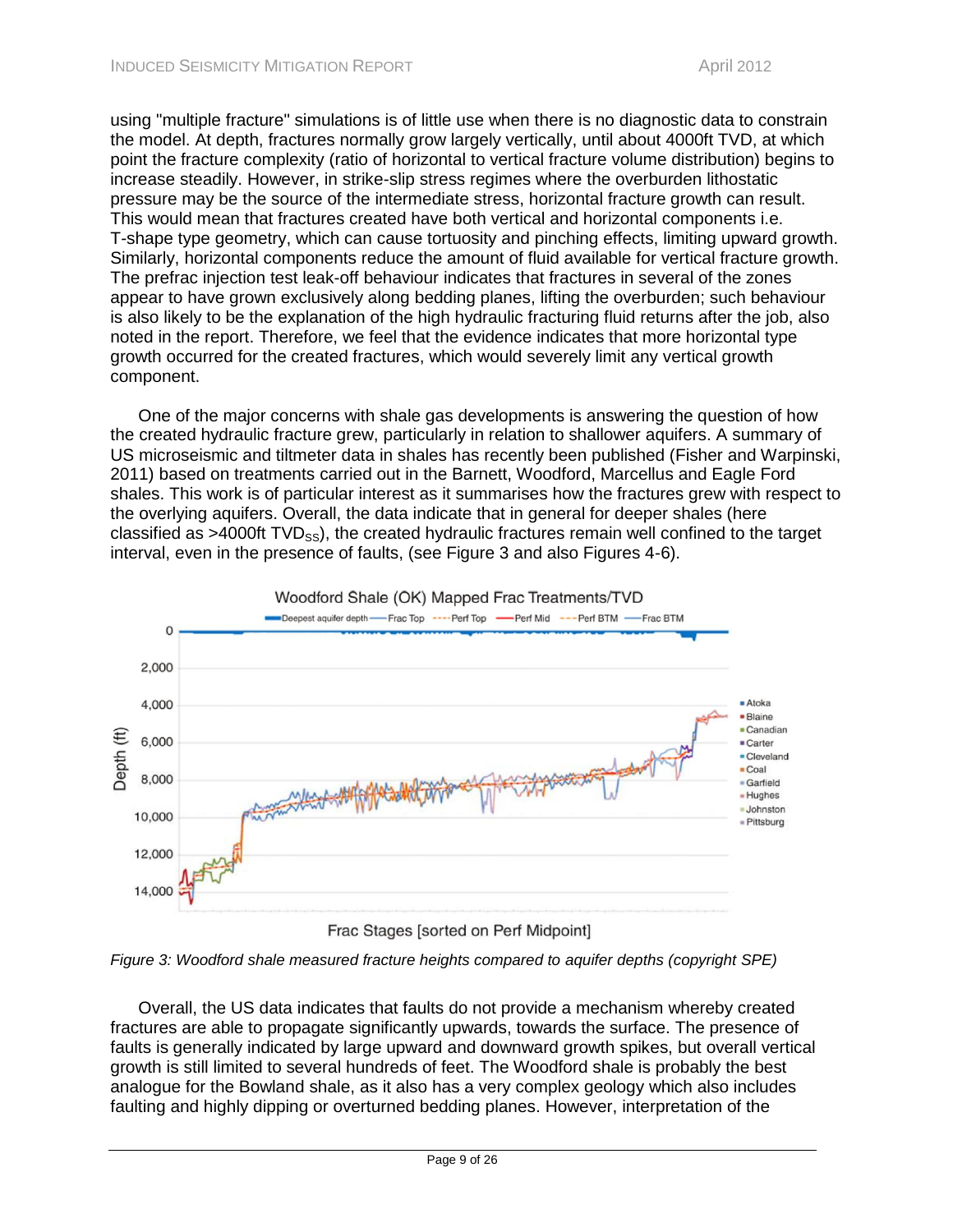using "multiple fracture" simulations is of little use when there is no diagnostic data to constrain the model. At depth, fractures normally grow largely vertically, until about 4000ft TVD, at which point the fracture complexity (ratio of horizontal to vertical fracture volume distribution) begins to increase steadily. However, in strike-slip stress regimes where the overburden lithostatic pressure may be the source of the intermediate stress, horizontal fracture growth can result. This would mean that fractures created have both vertical and horizontal components i.e. T-shape type geometry, which can cause tortuosity and pinching effects, limiting upward growth. Similarly, horizontal components reduce the amount of fluid available for vertical fracture growth. The prefrac injection test leak-off behaviour indicates that fractures in several of the zones appear to have grown exclusively along bedding planes, lifting the overburden; such behaviour is also likely to be the explanation of the high hydraulic fracturing fluid returns after the job, also noted in the report. Therefore, we feel that the evidence indicates that more horizontal type growth occurred for the created fractures, which would severely limit any vertical growth component.

One of the major concerns with shale gas developments is answering the question of how the created hydraulic fracture grew, particularly in relation to shallower aquifers. A summary of US microseismic and tiltmeter data in shales has recently been published (Fisher and Warpinski, 2011) based on treatments carried out in the Barnett, Woodford, Marcellus and Eagle Ford shales. This work is of particular interest as it summarises how the fractures grew with respect to the overlying aquifers. Overall, the data indicate that in general for deeper shales (here classified as >4000ft $TVD_{SS}$), the created hydraulic fractures remain well confined to the target interval, even in the presence of faults, (see Figure 3 and also Figures 4-6).

*Figure 3: Woodford shale measured fracture heights compared to aquifer depths (copyright SPE)*

Overall, the US data indicates that faults do not provide a mechanism whereby created fractures are able to propagate significantly upwards, towards the surface. The presence of faults is generally indicated by large upward and downward growth spikes, but overall vertical growth is still limited to several hundreds of feet. The Woodford shale is probably the best analogue for the Bowland shale, as it also has a very complex geology which also includes faulting and highly dipping or overturned bedding planes. However, interpretation of the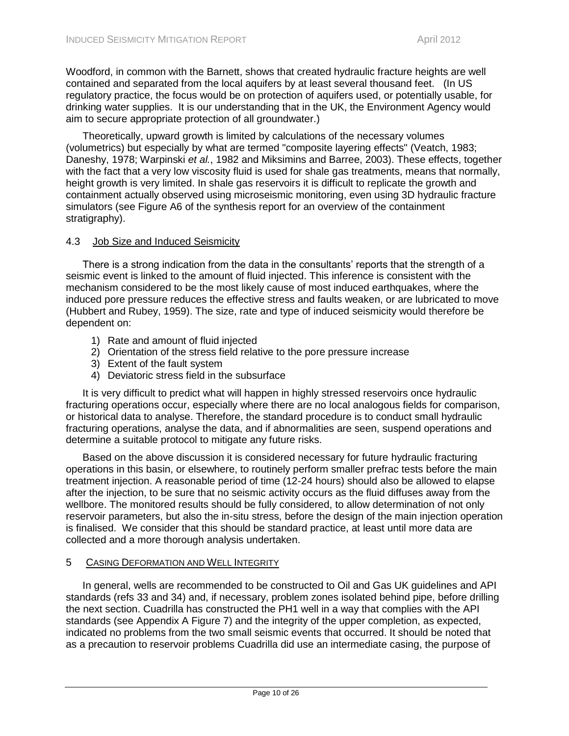Woodford, in common with the Barnett, shows that created hydraulic fracture heights are well contained and separated from the local aquifers by at least several thousand feet. (In US regulatory practice, the focus would be on protection of aquifers used, or potentially usable, for drinking water supplies. It is our understanding that in the UK, the Environment Agency would aim to secure appropriate protection of all groundwater.)

Theoretically, upward growth is limited by calculations of the necessary volumes (volumetrics) but especially by what are termed "composite layering effects" (Veatch, 1983; Daneshy, 1978; Warpinski *et al.*, 1982 and Miksimins and Barree, 2003). These effects, together with the fact that a very low viscosity fluid is used for shale gas treatments, means that normally, height growth is very limited. In shale gas reservoirs it is difficult to replicate the growth and containment actually observed using microseismic monitoring, even using 3D hydraulic fracture simulators (see Figure A6 of the synthesis report for an overview of the containment stratigraphy).

### 4.3 Job Size and Induced Seismicity

There is a strong indication from the data in the consultants' reports that the strength of a seismic event is linked to the amount of fluid injected. This inference is consistent with the mechanism considered to be the most likely cause of most induced earthquakes, where the induced pore pressure reduces the effective stress and faults weaken, or are lubricated to move (Hubbert and Rubey, 1959). The size, rate and type of induced seismicity would therefore be dependent on:

1) Rate and amount of fluid injected
2) Orientation of the stress field relative to the pore pressure increase
3) Extent of the fault system
4) Deviatoric stress field in the subsurface

It is very difficult to predict what will happen in highly stressed reservoirs once hydraulic fracturing operations occur, especially where there are no local analogous fields for comparison, or historical data to analyse. Therefore, the standard procedure is to conduct small hydraulic fracturing operations, analyse the data, and if abnormalities are seen, suspend operations and determine a suitable protocol to mitigate any future risks.

Based on the above discussion it is considered necessary for future hydraulic fracturing operations in this basin, or elsewhere, to routinely perform smaller prefrac tests before the main treatment injection. A reasonable period of time (12-24 hours) should also be allowed to elapse after the injection, to be sure that no seismic activity occurs as the fluid diffuses away from the wellbore. The monitored results should be fully considered, to allow determination of not only reservoir parameters, but also the in-situ stress, before the design of the main injection operation is finalised. We consider that this should be standard practice, at least until more data are collected and a more thorough analysis undertaken.

## 5 Casing Deformation and Well Integrity

In general, wells are recommended to be constructed to Oil and Gas UK guidelines and API standards (refs 33 and 34) and, if necessary, problem zones isolated behind pipe, before drilling the next section. Cuadrilla has constructed the PH1 well in a way that complies with the API standards (see Appendix A Figure 7) and the integrity of the upper completion, as expected, indicated no problems from the two small seismic events that occurred. It should be noted that as a precaution to reservoir problems Cuadrilla did use an intermediate casing, the purpose of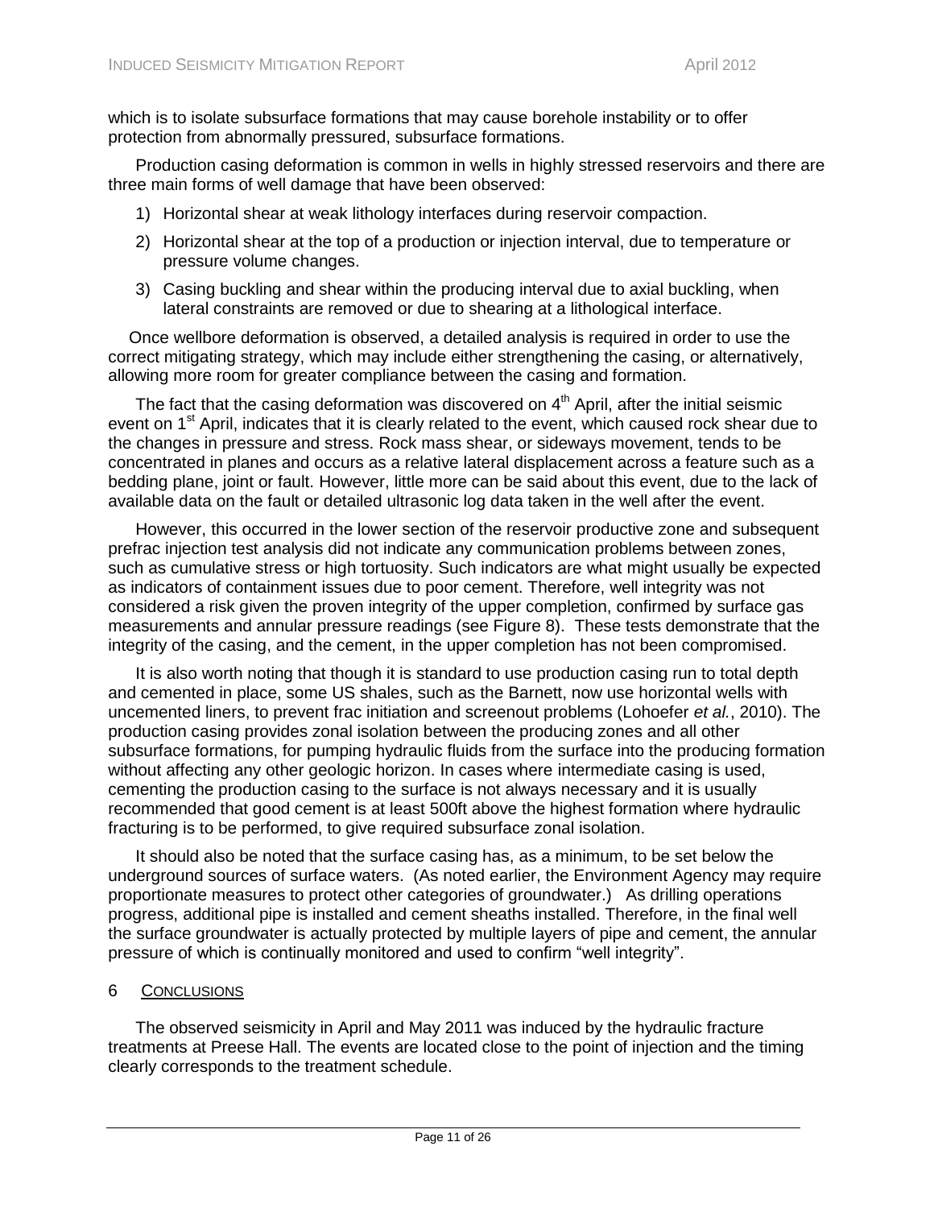which is to isolate subsurface formations that may cause borehole instability or to offer protection from abnormally pressured, subsurface formations.

Production casing deformation is common in wells in highly stressed reservoirs and there are three main forms of well damage that have been observed:

1) Horizontal shear at weak lithology interfaces during reservoir compaction.
2) Horizontal shear at the top of a production or injection interval, due to temperature or pressure volume changes.
3) Casing buckling and shear within the producing interval due to axial buckling, when lateral constraints are removed or due to shearing at a lithological interface.

Once wellbore deformation is observed, a detailed analysis is required in order to use the correct mitigating strategy, which may include either strengthening the casing, or alternatively, allowing more room for greater compliance between the casing and formation.

The fact that the casing deformation was discovered on 4th April, after the initial seismic event on 1st April, indicates that it is clearly related to the event, which caused rock shear due to the changes in pressure and stress. Rock mass shear, or sideways movement, tends to be concentrated in planes and occurs as a relative lateral displacement across a feature such as a bedding plane, joint or fault. However, little more can be said about this event, due to the lack of available data on the fault or detailed ultrasonic log data taken in the well after the event.

However, this occurred in the lower section of the reservoir productive zone and subsequent prefrac injection test analysis did not indicate any communication problems between zones, such as cumulative stress or high tortuosity. Such indicators are what might usually be expected as indicators of containment issues due to poor cement. Therefore, well integrity was not considered a risk given the proven integrity of the upper completion, confirmed by surface gas measurements and annular pressure readings (see Figure 8). These tests demonstrate that the integrity of the casing, and the cement, in the upper completion has not been compromised.

It is also worth noting that though it is standard to use production casing run to total depth and cemented in place, some US shales, such as the Barnett, now use horizontal wells with uncemented liners, to prevent frac initiation and screenout problems (Lohoefer *et al.*, 2010). The production casing provides zonal isolation between the producing zones and all other subsurface formations, for pumping hydraulic fluids from the surface into the producing formation without affecting any other geologic horizon. In cases where intermediate casing is used, cementing the production casing to the surface is not always necessary and it is usually recommended that good cement is at least 500ft above the highest formation where hydraulic fracturing is to be performed, to give required subsurface zonal isolation.

It should also be noted that the surface casing has, as a minimum, to be set below the underground sources of surface waters. (As noted earlier, the Environment Agency may require proportionate measures to protect other categories of groundwater.) As drilling operations progress, additional pipe is installed and cement sheaths installed. Therefore, in the final well the surface groundwater is actually protected by multiple layers of pipe and cement, the annular pressure of which is continually monitored and used to confirm "well integrity".

## 6 CONCLUSIONS

The observed seismicity in April and May 2011 was induced by the hydraulic fracture treatments at Preese Hall. The events are located close to the point of injection and the timing clearly corresponds to the treatment schedule.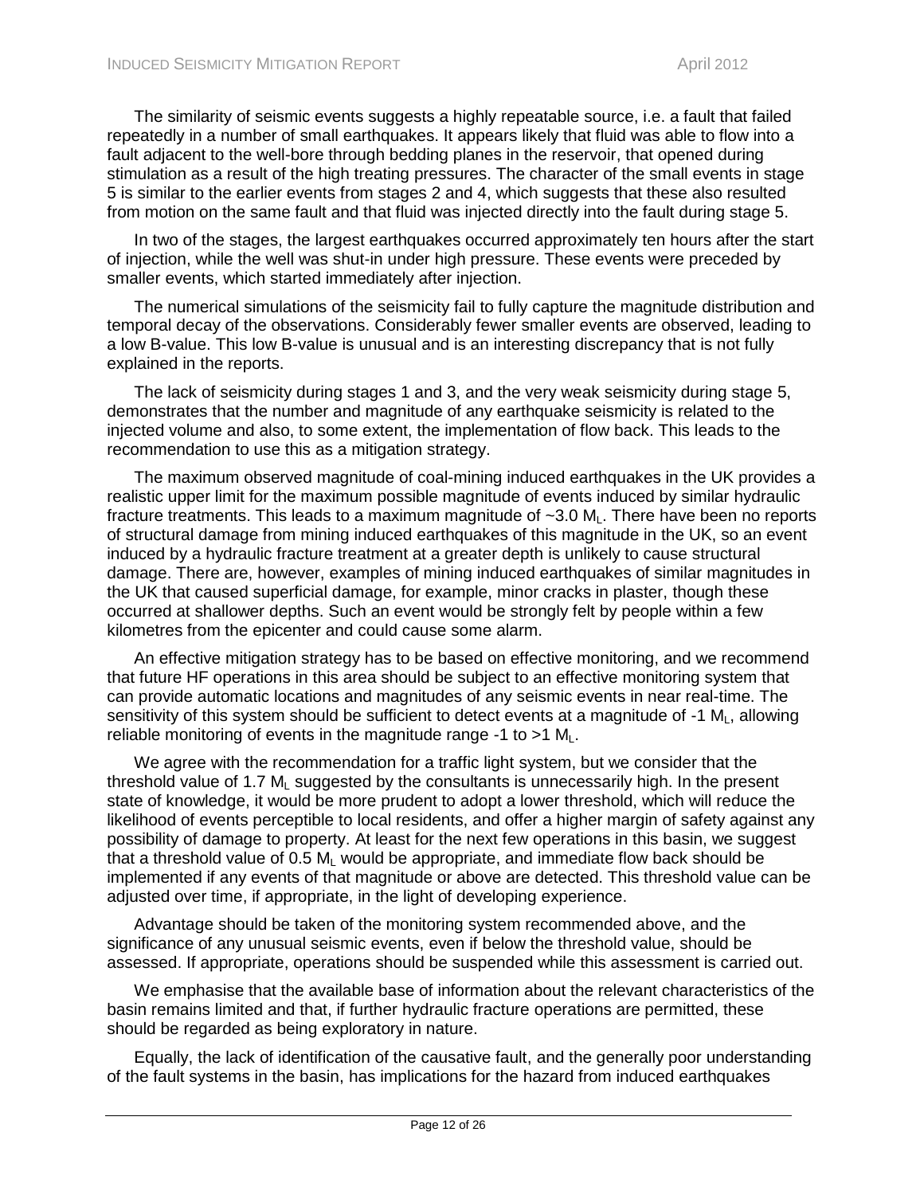The similarity of seismic events suggests a highly repeatable source, i.e. a fault that failed repeatedly in a number of small earthquakes. It appears likely that fluid was able to flow into a fault adjacent to the well-bore through bedding planes in the reservoir, that opened during stimulation as a result of the high treating pressures. The character of the small events in stage 5 is similar to the earlier events from stages 2 and 4, which suggests that these also resulted from motion on the same fault and that fluid was injected directly into the fault during stage 5.

In two of the stages, the largest earthquakes occurred approximately ten hours after the start of injection, while the well was shut-in under high pressure. These events were preceded by smaller events, which started immediately after injection.

The numerical simulations of the seismicity fail to fully capture the magnitude distribution and temporal decay of the observations. Considerably fewer smaller events are observed, leading to a low B-value. This low B-value is unusual and is an interesting discrepancy that is not fully explained in the reports.

The lack of seismicity during stages 1 and 3, and the very weak seismicity during stage 5, demonstrates that the number and magnitude of any earthquake seismicity is related to the injected volume and also, to some extent, the implementation of flow back. This leads to the recommendation to use this as a mitigation strategy.

The maximum observed magnitude of coal-mining induced earthquakes in the UK provides a realistic upper limit for the maximum possible magnitude of events induced by similar hydraulic fracture treatments. This leads to a maximum magnitude of ~3.0 $M_L$. There have been no reports of structural damage from mining induced earthquakes of this magnitude in the UK, so an event induced by a hydraulic fracture treatment at a greater depth is unlikely to cause structural damage. There are, however, examples of mining induced earthquakes of similar magnitudes in the UK that caused superficial damage, for example, minor cracks in plaster, though these occurred at shallower depths. Such an event would be strongly felt by people within a few kilometres from the epicenter and could cause some alarm.

An effective mitigation strategy has to be based on effective monitoring, and we recommend that future HF operations in this area should be subject to an effective monitoring system that can provide automatic locations and magnitudes of any seismic events in near real-time. The sensitivity of this system should be sufficient to detect events at a magnitude of -1 $M_L$, allowing reliable monitoring of events in the magnitude range -1 to >1 $M_L$.

We agree with the recommendation for a traffic light system, but we consider that the threshold value of 1.7 $M_L$ suggested by the consultants is unnecessarily high. In the present state of knowledge, it would be more prudent to adopt a lower threshold, which will reduce the likelihood of events perceptible to local residents, and offer a higher margin of safety against any possibility of damage to property. At least for the next few operations in this basin, we suggest that a threshold value of 0.5 $M_L$ would be appropriate, and immediate flow back should be implemented if any events of that magnitude or above are detected. This threshold value can be adjusted over time, if appropriate, in the light of developing experience.

Advantage should be taken of the monitoring system recommended above, and the significance of any unusual seismic events, even if below the threshold value, should be assessed. If appropriate, operations should be suspended while this assessment is carried out.

We emphasise that the available base of information about the relevant characteristics of the basin remains limited and that, if further hydraulic fracture operations are permitted, these should be regarded as being exploratory in nature.

Equally, the lack of identification of the causative fault, and the generally poor understanding of the fault systems in the basin, has implications for the hazard from induced earthquakes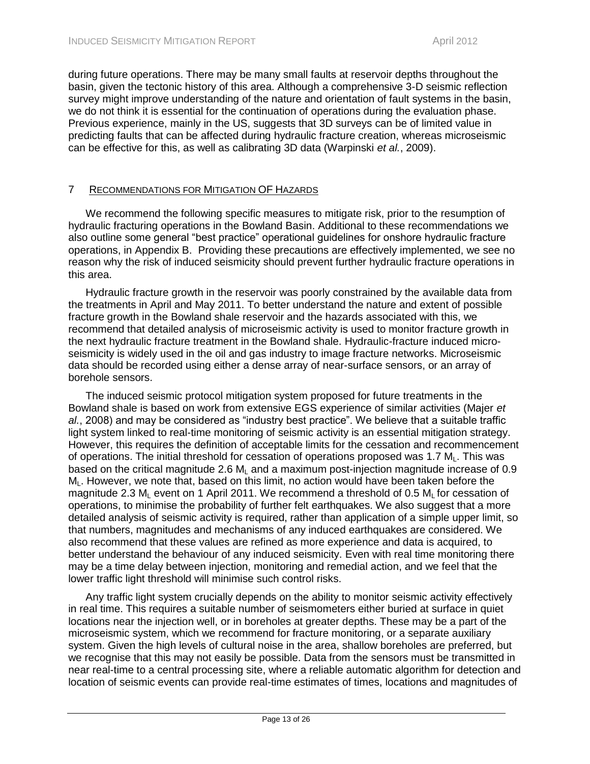during future operations. There may be many small faults at reservoir depths throughout the basin, given the tectonic history of this area. Although a comprehensive 3-D seismic reflection survey might improve understanding of the nature and orientation of fault systems in the basin, we do not think it is essential for the continuation of operations during the evaluation phase. Previous experience, mainly in the US, suggests that 3D surveys can be of limited value in predicting faults that can be affected during hydraulic fracture creation, whereas microseismic can be effective for this, as well as calibrating 3D data (Warpinski *et al.*, 2009).

## 7 RECOMMENDATIONS FOR MITIGATION OF HAZARDS

We recommend the following specific measures to mitigate risk, prior to the resumption of hydraulic fracturing operations in the Bowland Basin. Additional to these recommendations we also outline some general "best practice" operational guidelines for onshore hydraulic fracture operations, in Appendix B. Providing these precautions are effectively implemented, we see no reason why the risk of induced seismicity should prevent further hydraulic fracture operations in this area.

Hydraulic fracture growth in the reservoir was poorly constrained by the available data from the treatments in April and May 2011. To better understand the nature and extent of possible fracture growth in the Bowland shale reservoir and the hazards associated with this, we recommend that detailed analysis of microseismic activity is used to monitor fracture growth in the next hydraulic fracture treatment in the Bowland shale. Hydraulic-fracture induced micro-seismicity is widely used in the oil and gas industry to image fracture networks. Microseismic data should be recorded using either a dense array of near-surface sensors, or an array of borehole sensors.

The induced seismic protocol mitigation system proposed for future treatments in the Bowland shale is based on work from extensive EGS experience of similar activities (Majer *et al.*, 2008) and may be considered as "industry best practice". We believe that a suitable traffic light system linked to real-time monitoring of seismic activity is an essential mitigation strategy. However, this requires the definition of acceptable limits for the cessation and recommencement of operations. The initial threshold for cessation of operations proposed was 1.7 $M_L$. This was based on the critical magnitude 2.6 $M_L$ and a maximum post-injection magnitude increase of 0.9 $M_L$. However, we note that, based on this limit, no action would have been taken before the magnitude 2.3 $M_L$ event on 1 April 2011. We recommend a threshold of 0.5 $M_L$ for cessation of operations, to minimise the probability of further felt earthquakes. We also suggest that a more detailed analysis of seismic activity is required, rather than application of a simple upper limit, so that numbers, magnitudes and mechanisms of any induced earthquakes are considered. We also recommend that these values are refined as more experience and data is acquired, to better understand the behaviour of any induced seismicity. Even with real time monitoring there may be a time delay between injection, monitoring and remedial action, and we feel that the lower traffic light threshold will minimise such control risks.

Any traffic light system crucially depends on the ability to monitor seismic activity effectively in real time. This requires a suitable number of seismometers either buried at surface in quiet locations near the injection well, or in boreholes at greater depths. These may be a part of the microseismic system, which we recommend for fracture monitoring, or a separate auxiliary system. Given the high levels of cultural noise in the area, shallow boreholes are preferred, but we recognise that this may not easily be possible. Data from the sensors must be transmitted in near real-time to a central processing site, where a reliable automatic algorithm for detection and location of seismic events can provide real-time estimates of times, locations and magnitudes of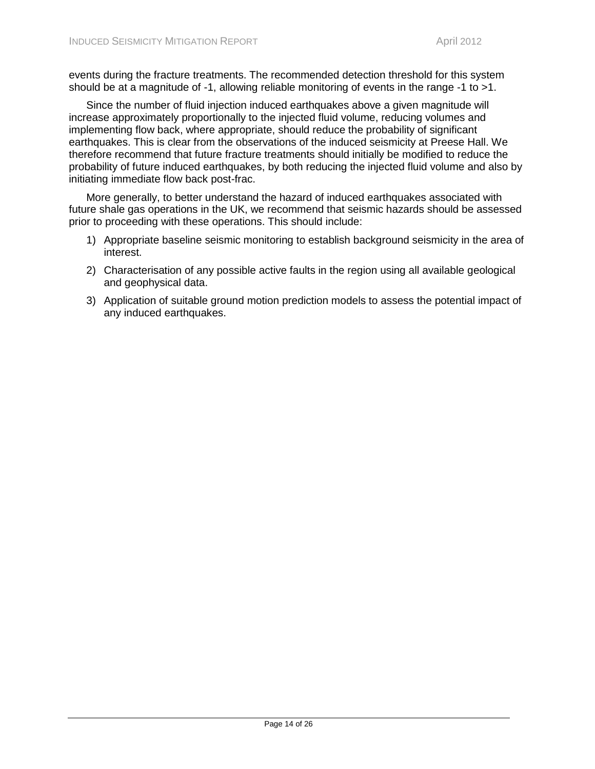events during the fracture treatments. The recommended detection threshold for this system should be at a magnitude of -1, allowing reliable monitoring of events in the range -1 to >1.

Since the number of fluid injection induced earthquakes above a given magnitude will increase approximately proportionally to the injected fluid volume, reducing volumes and implementing flow back, where appropriate, should reduce the probability of significant earthquakes. This is clear from the observations of the induced seismicity at Preese Hall. We therefore recommend that future fracture treatments should initially be modified to reduce the probability of future induced earthquakes, by both reducing the injected fluid volume and also by initiating immediate flow back post-frac.

More generally, to better understand the hazard of induced earthquakes associated with future shale gas operations in the UK, we recommend that seismic hazards should be assessed prior to proceeding with these operations. This should include:

1) Appropriate baseline seismic monitoring to establish background seismicity in the area of interest.
2) Characterisation of any possible active faults in the region using all available geological and geophysical data.
3) Application of suitable ground motion prediction models to assess the potential impact of any induced earthquakes.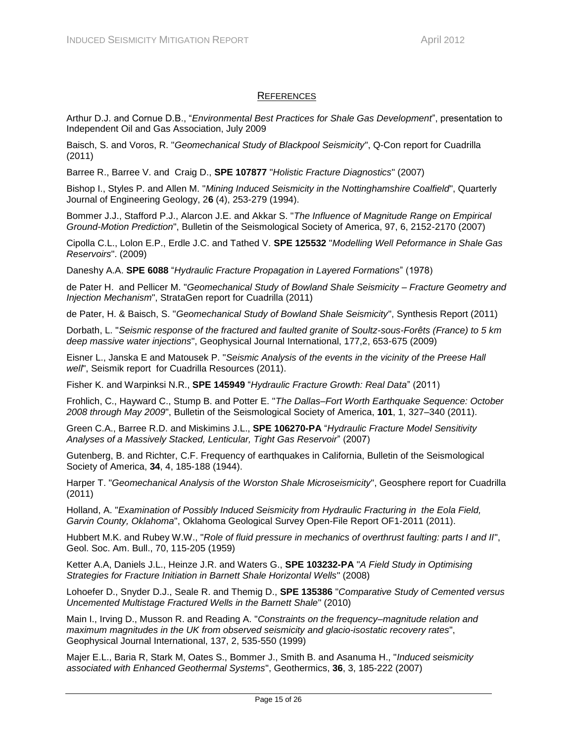## REFERENCES

Arthur D.J. and Cornue D.B., "*Environmental Best Practices for Shale Gas Development*", presentation to Independent Oil and Gas Association, July 2009

Baisch, S. and Voros, R. "*Geomechanical Study of Blackpool Seismicity*", Q-Con report for Cuadrilla (2011)

Barree R., Barree V. and Craig D., **SPE 107877** "*Holistic Fracture Diagnostics*" (2007)

Bishop I., Styles P. and Allen M. "*Mining Induced Seismicity in the Nottinghamshire Coalfield*", Quarterly Journal of Engineering Geology, 2**6** (4), 253-279 (1994).

Bommer J.J., Stafford P.J., Alarcon J.E. and Akkar S. "*The Influence of Magnitude Range on Empirical Ground-Motion Prediction*", Bulletin of the Seismological Society of America, 97, 6, 2152-2170 (2007)

Cipolla C.L., Lolon E.P., Erdle J.C. and Tathed V. **SPE 125532** "*Modelling Well Peformance in Shale Gas Reservoirs*". (2009)

Daneshy A.A. **SPE 6088** "*Hydraulic Fracture Propagation in Layered Formations*" (1978)

de Pater H. and Pellicer M. "*Geomechanical Study of Bowland Shale Seismicity – Fracture Geometry and Injection Mechanism*", StrataGen report for Cuadrilla (2011)

de Pater, H. & Baisch, S. "*Geomechanical Study of Bowland Shale Seismicity*", Synthesis Report (2011)

Dorbath, L. "*Seismic response of the fractured and faulted granite of Soultz-sous-Forêts (France) to 5 km deep massive water injections*", Geophysical Journal International, 177,2, 653-675 (2009)

Eisner L., Janska E and Matousek P. "*Seismic Analysis of the events in the vicinity of the Preese Hall well*", Seismik report for Cuadrilla Resources (2011).

Fisher K. and Warpinksi N.R., **SPE 145949** "*Hydraulic Fracture Growth: Real Data*" (2011)

Frohlich, C., Hayward C., Stump B. and Potter E. "*The Dallas–Fort Worth Earthquake Sequence: October 2008 through May 2009*", Bulletin of the Seismological Society of America, **101**, 1, 327–340 (2011).

Green C.A., Barree R.D. and Miskimins J.L., **SPE 106270-PA** "*Hydraulic Fracture Model Sensitivity Analyses of a Massively Stacked, Lenticular, Tight Gas Reservoir*" (2007)

Gutenberg, B. and Richter, C.F. Frequency of earthquakes in California, Bulletin of the Seismological Society of America, **34**, 4, 185-188 (1944).

Harper T. "*Geomechanical Analysis of the Worston Shale Microseismicity*", Geosphere report for Cuadrilla (2011)

Holland, A. "*Examination of Possibly Induced Seismicity from Hydraulic Fracturing in the Eola Field, Garvin County, Oklahoma*", Oklahoma Geological Survey Open-File Report OF1-2011 (2011).

Hubbert M.K. and Rubey W.W., "*Role of fluid pressure in mechanics of overthrust faulting: parts I and II*", Geol. Soc. Am. Bull., 70, 115-205 (1959)

Ketter A.A, Daniels J.L., Heinze J.R. and Waters G., **SPE 103232-PA** "*A Field Study in Optimising Strategies for Fracture Initiation in Barnett Shale Horizontal Wells*" (2008)

Lohoefer D., Snyder D.J., Seale R. and Themig D., **SPE 135386** "*Comparative Study of Cemented versus Uncemented Multistage Fractured Wells in the Barnett Shale*" (2010)

Main I., Irving D., Musson R. and Reading A. "*Constraints on the frequency–magnitude relation and maximum magnitudes in the UK from observed seismicity and glacio-isostatic recovery rates*", Geophysical Journal International, 137, 2, 535-550 (1999)

Majer E.L., Baria R, Stark M, Oates S., Bommer J., Smith B. and Asanuma H., "*Induced seismicity associated with Enhanced Geothermal Systems*", Geothermics, **36**, 3, 185-222 (2007)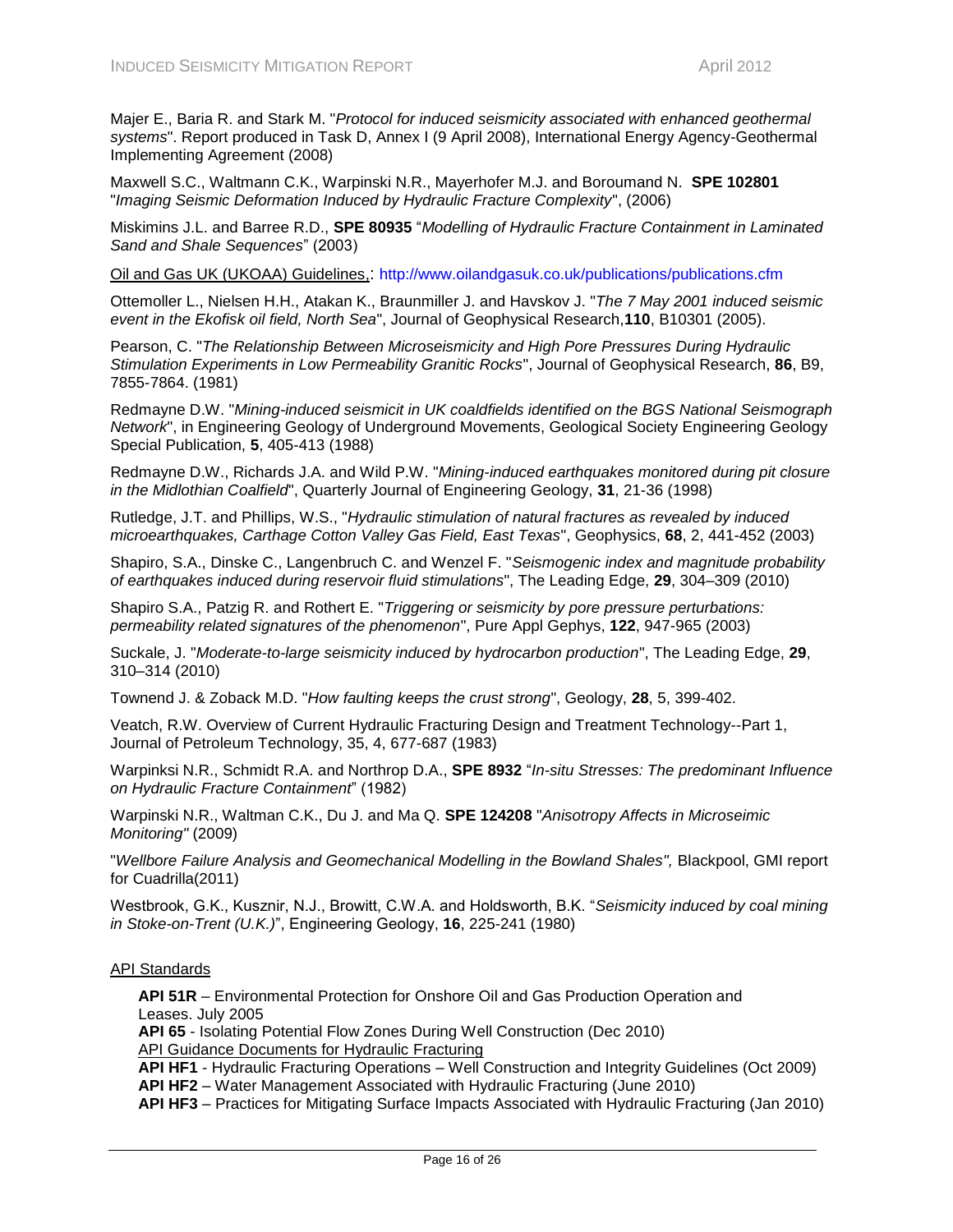Majer E., Baria R. and Stark M. "*Protocol for induced seismicity associated with enhanced geothermal systems*". Report produced in Task D, Annex I (9 April 2008), International Energy Agency-Geothermal Implementing Agreement (2008)

Maxwell S.C., Waltmann C.K., Warpinski N.R., Mayerhofer M.J. and Boroumand N. **SPE 102801** "*Imaging Seismic Deformation Induced by Hydraulic Fracture Complexity*", (2006)

Miskimins J.L. and Barree R.D., **SPE 80935** "*Modelling of Hydraulic Fracture Containment in Laminated Sand and Shale Sequences*" (2003)

Oil and Gas UK (UKOAA) Guidelines,: http://www.oilandgasuk.co.uk/publications/publications.cfm

Ottemoller L., Nielsen H.H., Atakan K., Braunmiller J. and Havskov J. "*The 7 May 2001 induced seismic event in the Ekofisk oil field, North Sea*", Journal of Geophysical Research,**110**, B10301 (2005).

Pearson, C. "*The Relationship Between Microseismicity and High Pore Pressures During Hydraulic Stimulation Experiments in Low Permeability Granitic Rocks*", Journal of Geophysical Research, **86**, B9, 7855-7864. (1981)

Redmayne D.W. "*Mining-induced seismicit in UK coalfields identified on the BGS National Seismograph Network*", in Engineering Geology of Underground Movements, Geological Society Engineering Geology Special Publication, **5**, 405-413 (1988)

Redmayne D.W., Richards J.A. and Wild P.W. "*Mining-induced earthquakes monitored during pit closure in the Midlothian Coalfield*", Quarterly Journal of Engineering Geology, **31**, 21-36 (1998)

Rutledge, J.T. and Phillips, W.S., "*Hydraulic stimulation of natural fractures as revealed by induced microearthquakes, Carthage Cotton Valley Gas Field, East Texas*", Geophysics, **68**, 2, 441-452 (2003)

Shapiro, S.A., Dinske C., Langenbruch C. and Wenzel F. "*Seismogenic index and magnitude probability of earthquakes induced during reservoir fluid stimulations*", The Leading Edge, **29**, 304–309 (2010)

Shapiro S.A., Patzig R. and Rothert E. "*Triggering or seismicity by pore pressure perturbations: permeability related signatures of the phenomenon*", Pure Appl Gephys, **122**, 947-965 (2003)

Suckale, J. "*Moderate-to-large seismicity induced by hydrocarbon production*", The Leading Edge, **29**, 310–314 (2010)

Townend J. & Zoback M.D. "*How faulting keeps the crust strong*", Geology, **28**, 5, 399-402.

Veatch, R.W. Overview of Current Hydraulic Fracturing Design and Treatment Technology--Part 1, Journal of Petroleum Technology, 35, 4, 677-687 (1983)

Warpinksi N.R., Schmidt R.A. and Northrop D.A., **SPE 8932** "*In-situ Stresses: The predominant Influence on Hydraulic Fracture Containment*" (1982)

Warpinski N.R., Waltman C.K., Du J. and Ma Q. **SPE 124208** "*Anisotropy Affects in Microseimic Monitoring"* (2009)

"*Wellbore Failure Analysis and Geomechanical Modelling in the Bowland Shales",* Blackpool, GMI report for Cuadrilla(2011)

Westbrook, G.K., Kusznir, N.J., Browitt, C.W.A. and Holdsworth, B.K. "*Seismicity induced by coal mining in Stoke-on-Trent (U.K.)*", Engineering Geology, **16**, 225-241 (1980)

API Standards

**API 51R** – Environmental Protection for Onshore Oil and Gas Production Operation and Leases. July 2005
**API 65** - Isolating Potential Flow Zones During Well Construction (Dec 2010)
API Guidance Documents for Hydraulic Fracturing
**API HF1** - Hydraulic Fracturing Operations – Well Construction and Integrity Guidelines (Oct 2009)
**API HF2** – Water Management Associated with Hydraulic Fracturing (June 2010)
**API HF3** – Practices for Mitigating Surface Impacts Associated with Hydraulic Fracturing (Jan 2010)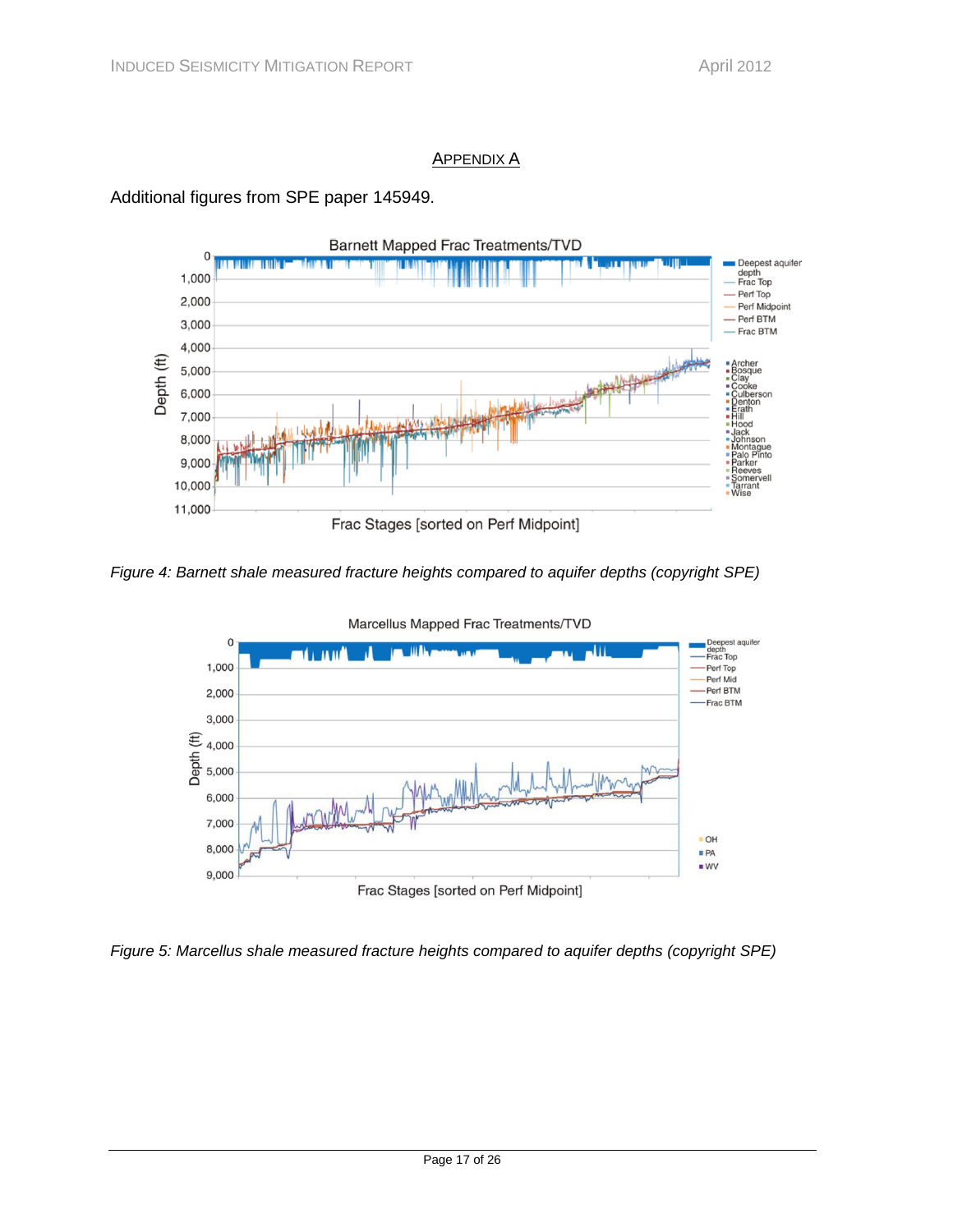## APPENDIX A

Additional figures from SPE paper 145949.

*Figure 4: Barnett shale measured fracture heights compared to aquifer depths (copyright SPE)*

*Figure 5: Marcellus shale measured fracture heights compared to aquifer depths (copyright SPE)*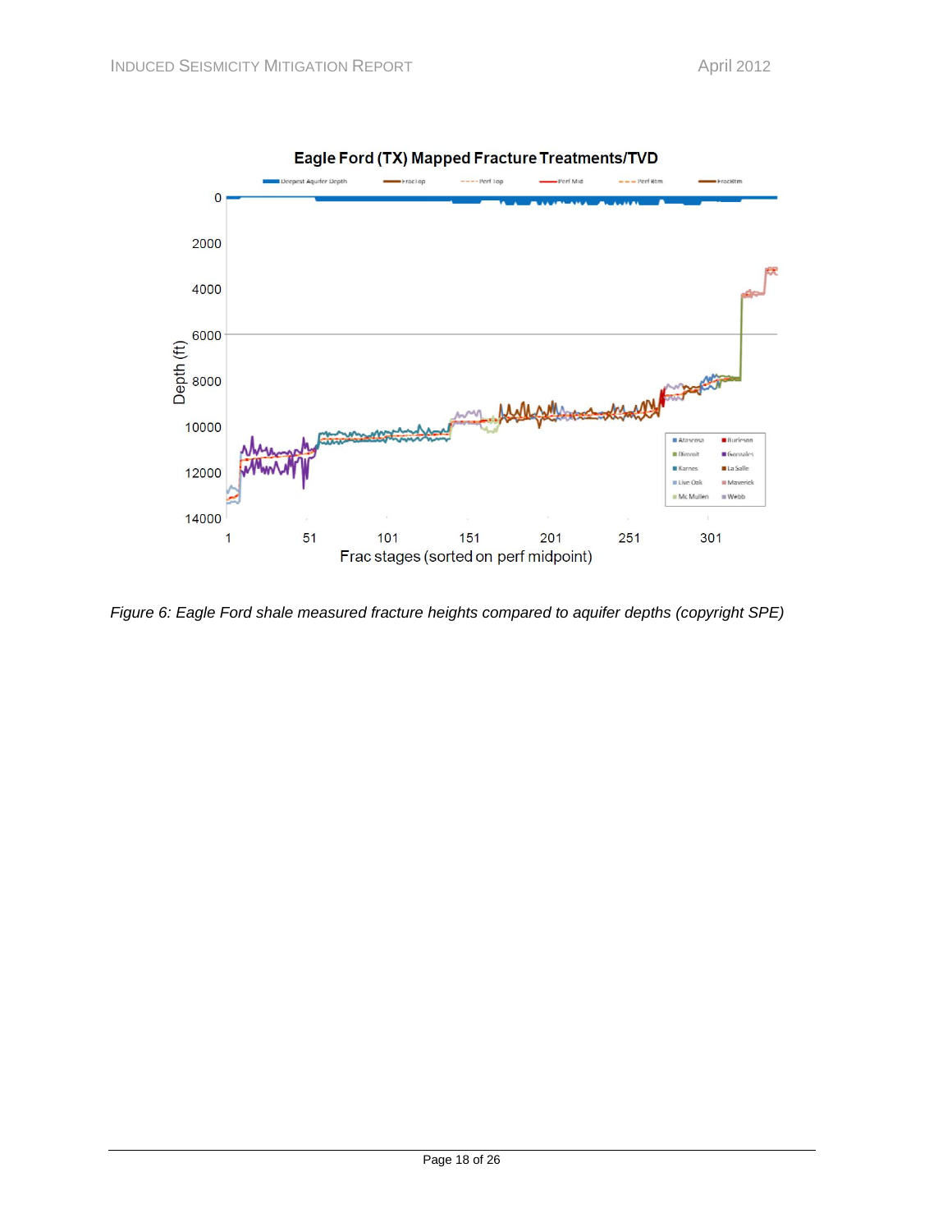*Figure 6: Eagle Ford shale measured fracture heights compared to aquifer depths (copyright SPE)*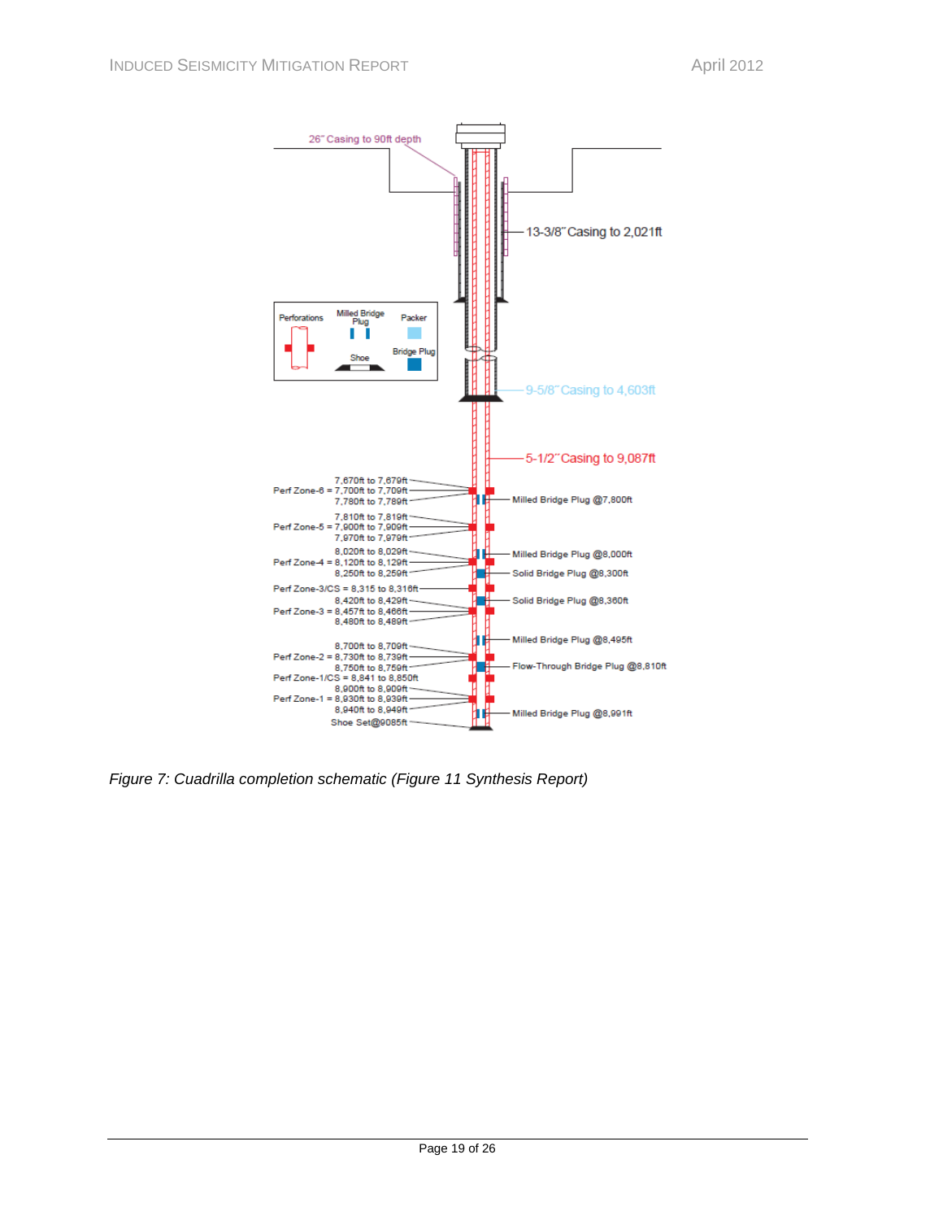26" Casing to 90ft depth

13-3/8" Casing to 2,021ft

| Perforations | Milled Bridge Plug | Packer |
| --- | --- | --- |
| | Shoe | Bridge Plug |

9-5/8" Casing to 4,603ft

5-1/2" Casing to 9,087ft

Perf Zone-6 = 7,670ft to 7,679ft, 7,700ft to 7,709ft, 7,780ft to 7,789ft

Milled Bridge Plug @7,800ft

Perf Zone-5 = 7,810ft to 7,819ft, 7,900ft to 7,909ft, 7,970ft to 7,979ft

Milled Bridge Plug @8,000ft

Perf Zone-4 = 8,020ft to 8,029ft, 8,120ft to 8,129ft, 8,250ft to 8,259ft

Solid Bridge Plug @8,300ft

Perf Zone-3/CS = 8,315 to 8,316ft

Solid Bridge Plug @8,360ft

Perf Zone-3 = 8,420ft to 8,429ft, 8,457ft to 8,466ft, 8,480ft to 8,489ft

Milled Bridge Plug @8,495ft

Perf Zone-2 = 8,700ft to 8,709ft, 8,730ft to 8,739ft, 8,750ft to 8,759ft

Flow-Through Bridge Plug @8,810ft

Perf Zone-1/CS = 8,841 to 8,850ft

Perf Zone-1 = 8,900ft to 8,909ft, 8,930ft to 8,939ft, 8,940ft to 8,949ft

Milled Bridge Plug @8,991ft

Shoe Set@9085ft

*Figure 7: Cuadrilla completion schematic (Figure 11 Synthesis Report)*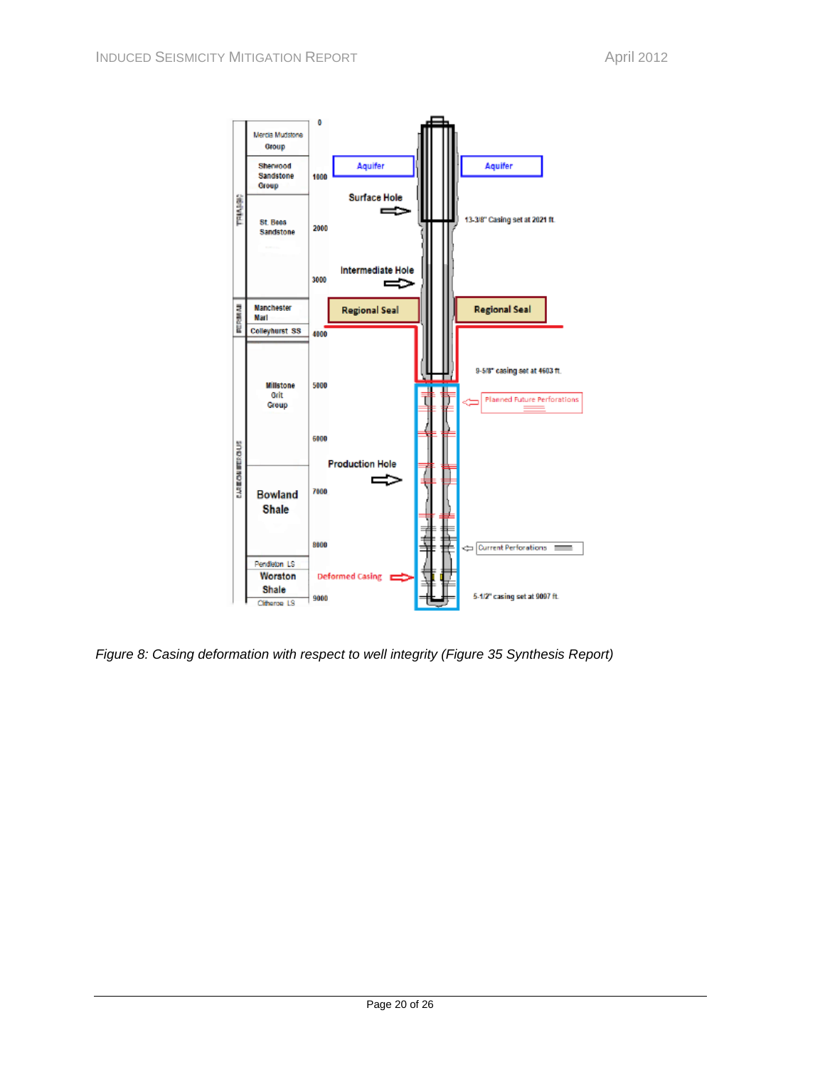*Figure 8: Casing deformation with respect to well integrity (Figure 35 Synthesis Report)*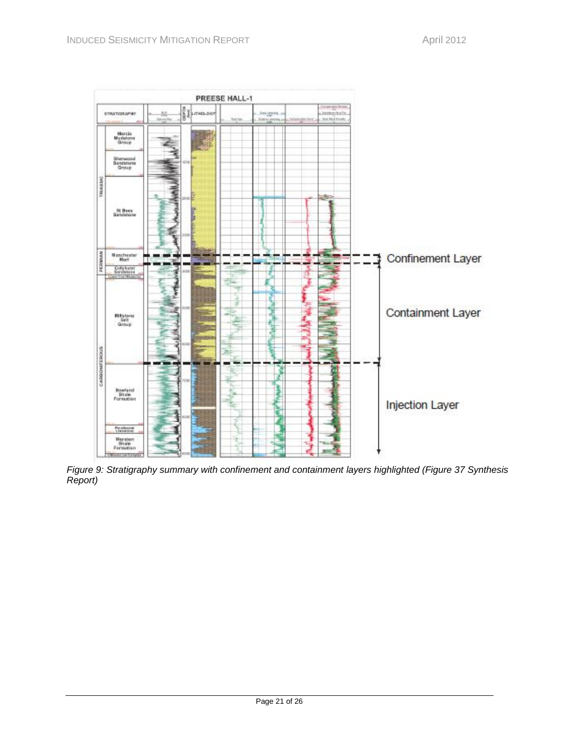*Figure 9: Stratigraphy summary with confinement and containment layers highlighted (Figure 37 Synthesis Report)*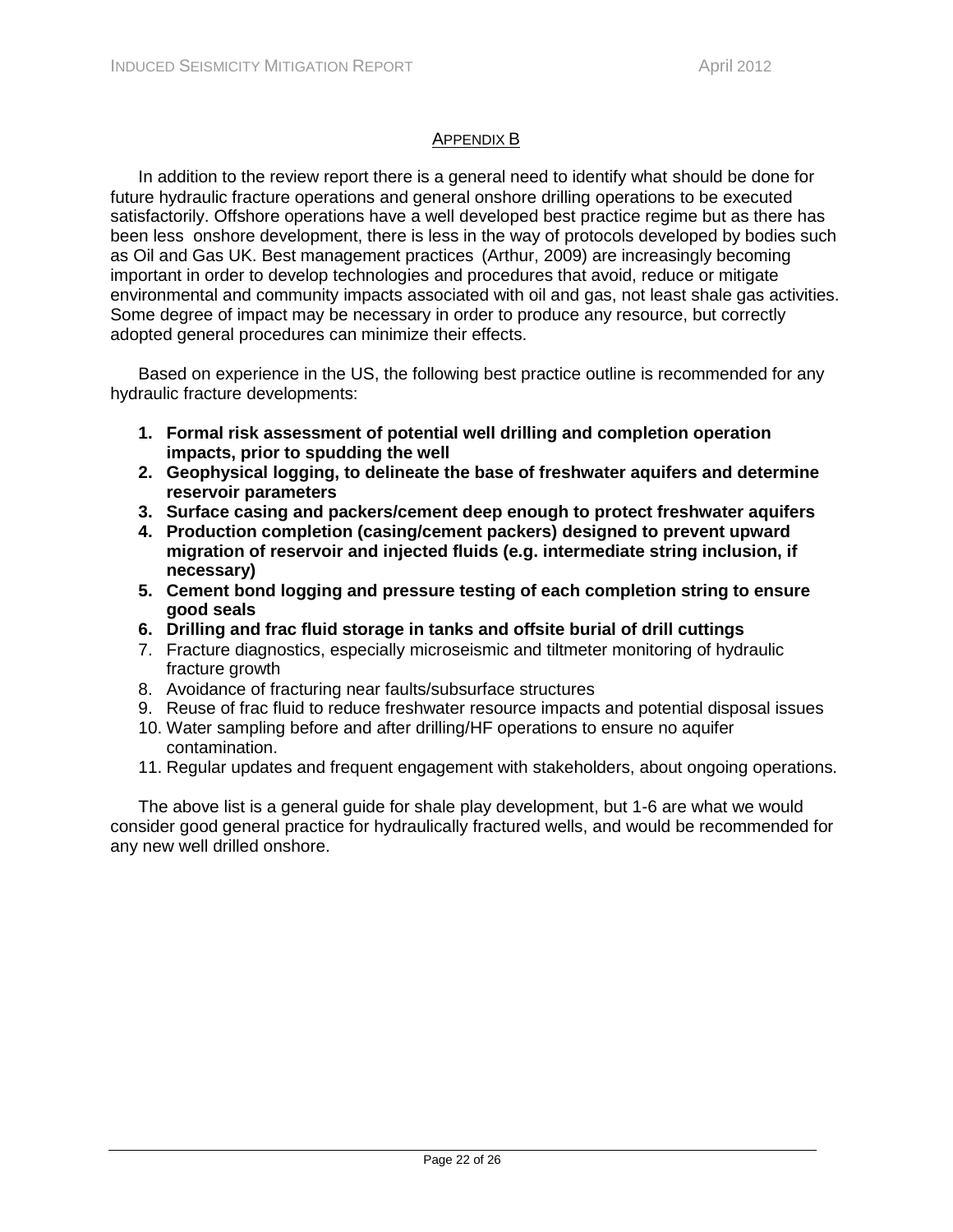## APPENDIX B

In addition to the review report there is a general need to identify what should be done for future hydraulic fracture operations and general onshore drilling operations to be executed satisfactorily. Offshore operations have a well developed best practice regime but as there has been less onshore development, there is less in the way of protocols developed by bodies such as Oil and Gas UK. Best management practices (Arthur, 2009) are increasingly becoming important in order to develop technologies and procedures that avoid, reduce or mitigate environmental and community impacts associated with oil and gas, not least shale gas activities. Some degree of impact may be necessary in order to produce any resource, but correctly adopted general procedures can minimize their effects.

Based on experience in the US, the following best practice outline is recommended for any hydraulic fracture developments:

1. **Formal risk assessment of potential well drilling and completion operation impacts, prior to spudding the well**
2. **Geophysical logging, to delineate the base of freshwater aquifers and determine reservoir parameters**
3. **Surface casing and packers/cement deep enough to protect freshwater aquifers**
4. **Production completion (casing/cement packers) designed to prevent upward migration of reservoir and injected fluids (e.g. intermediate string inclusion, if necessary)**
5. **Cement bond logging and pressure testing of each completion string to ensure good seals**
6. **Drilling and frac fluid storage in tanks and offsite burial of drill cuttings**
7. Fracture diagnostics, especially microseismic and tiltmeter monitoring of hydraulic fracture growth
8. Avoidance of fracturing near faults/subsurface structures
9. Reuse of frac fluid to reduce freshwater resource impacts and potential disposal issues
10. Water sampling before and after drilling/HF operations to ensure no aquifer contamination.
11. Regular updates and frequent engagement with stakeholders, about ongoing operations.

The above list is a general guide for shale play development, but 1-6 are what we would consider good general practice for hydraulically fractured wells, and would be recommended for any new well drilled onshore.